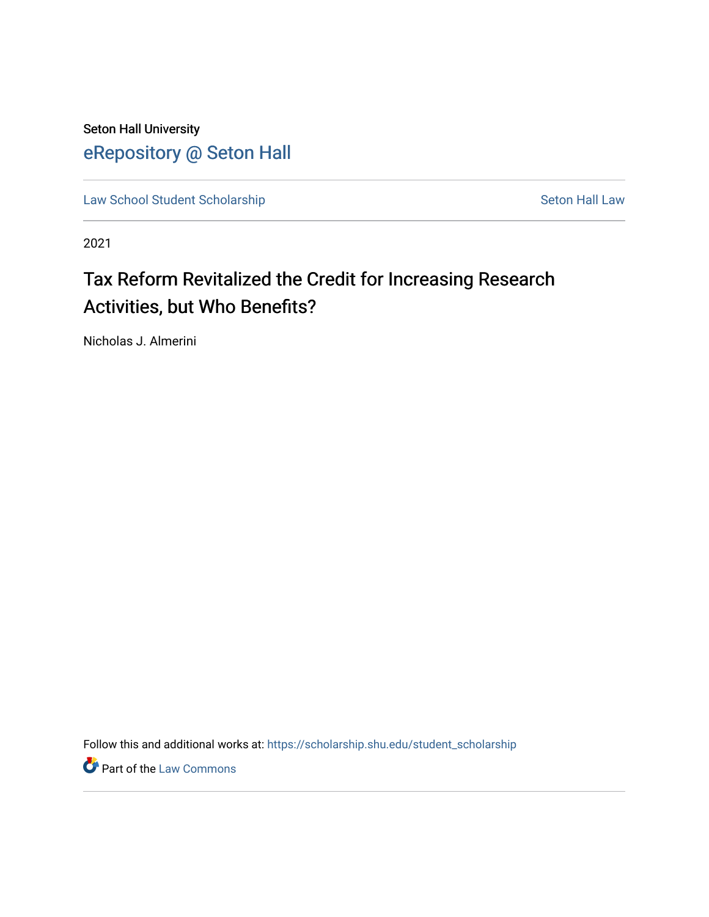Seton Hall University

eRepository @ Seton Hall

Law School Student Scholarship | Seton Hall Law

2021

# Tax Reform Revitalized the Credit for Increasing Research Activities, but Who Benefits?

Nicholas J. Almerini

Follow this and additional works at: https://scholarship.shu.edu/student_scholarship

Part of the Law Commons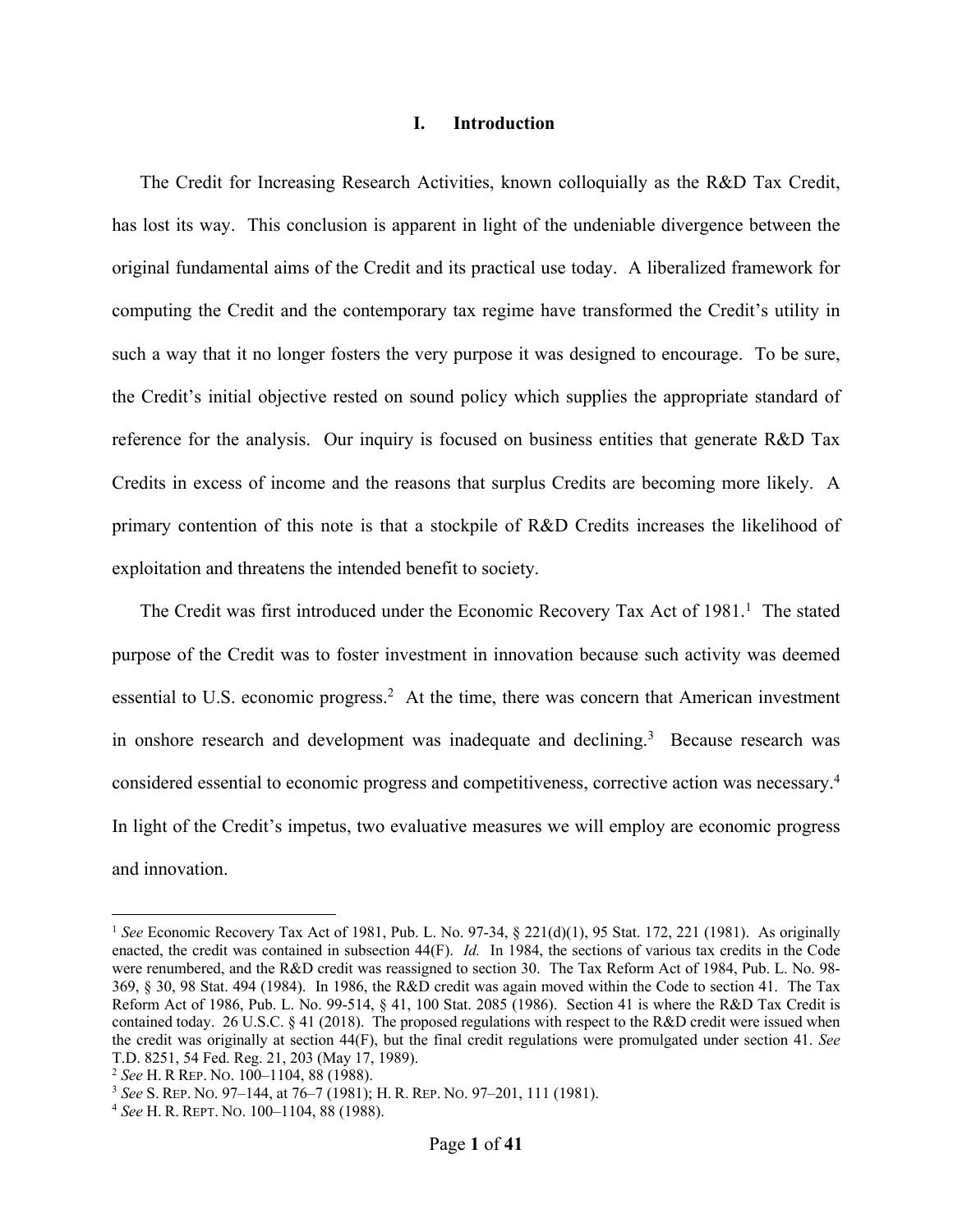## I. Introduction

The Credit for Increasing Research Activities, known colloquially as the R&D Tax Credit, has lost its way. This conclusion is apparent in light of the undeniable divergence between the original fundamental aims of the Credit and its practical use today. A liberalized framework for computing the Credit and the contemporary tax regime have transformed the Credit's utility in such a way that it no longer fosters the very purpose it was designed to encourage. To be sure, the Credit's initial objective rested on sound policy which supplies the appropriate standard of reference for the analysis. Our inquiry is focused on business entities that generate R&D Tax Credits in excess of income and the reasons that surplus Credits are becoming more likely. A primary contention of this note is that a stockpile of R&D Credits increases the likelihood of exploitation and threatens the intended benefit to society.

The Credit was first introduced under the Economic Recovery Tax Act of 1981.[1] The stated purpose of the Credit was to foster investment in innovation because such activity was deemed essential to U.S. economic progress.[2] At the time, there was concern that American investment in onshore research and development was inadequate and declining.[3] Because research was considered essential to economic progress and competitiveness, corrective action was necessary.[4] In light of the Credit's impetus, two evaluative measures we will employ are economic progress and innovation.

---

[1] *See* Economic Recovery Tax Act of 1981, Pub. L. No. 97-34, § 221(d)(1), 95 Stat. 172, 221 (1981). As originally enacted, the credit was contained in subsection 44(F). *Id.* In 1984, the sections of various tax credits in the Code were renumbered, and the R&D credit was reassigned to section 30. The Tax Reform Act of 1984, Pub. L. No. 98-369, § 30, 98 Stat. 494 (1984). In 1986, the R&D credit was again moved within the Code to section 41. The Tax Reform Act of 1986, Pub. L. No. 99-514, § 41, 100 Stat. 2085 (1986). Section 41 is where the R&D Tax Credit is contained today. 26 U.S.C. § 41 (2018). The proposed regulations with respect to the R&D credit were issued when the credit was originally at section 44(F), but the final credit regulations were promulgated under section 41. *See* T.D. 8251, 54 Fed. Reg. 21, 203 (May 17, 1989).

[2] *See* H. R REP. NO. 100–1104, 88 (1988).

[3] *See* S. REP. NO. 97–144, at 76–7 (1981); H. R. REP. NO. 97–201, 111 (1981).

[4] *See* H. R. REPT. NO. 100–1104, 88 (1988).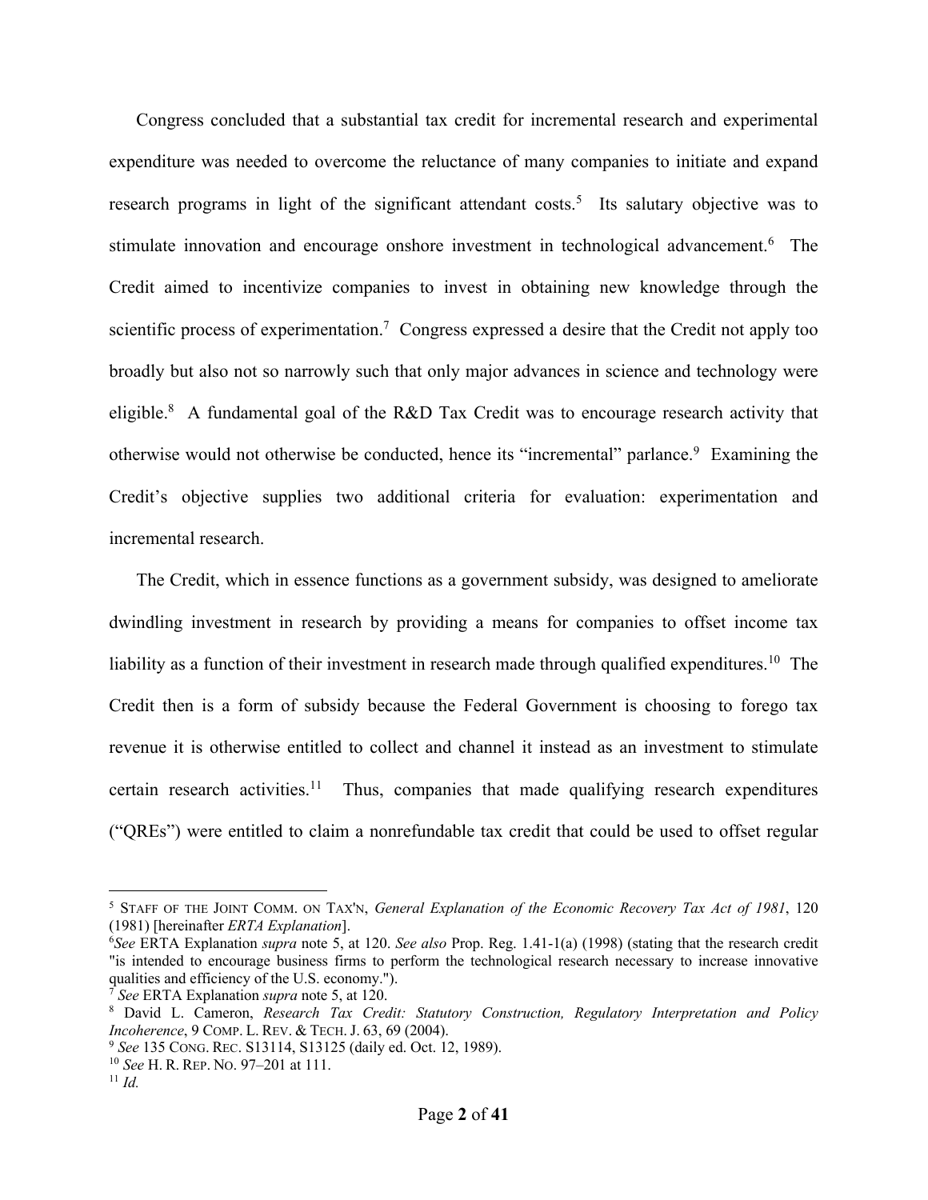Congress concluded that a substantial tax credit for incremental research and experimental expenditure was needed to overcome the reluctance of many companies to initiate and expand research programs in light of the significant attendant costs.[5] Its salutary objective was to stimulate innovation and encourage onshore investment in technological advancement.[6] The Credit aimed to incentivize companies to invest in obtaining new knowledge through the scientific process of experimentation.[7] Congress expressed a desire that the Credit not apply too broadly but also not so narrowly such that only major advances in science and technology were eligible.[8] A fundamental goal of the R&D Tax Credit was to encourage research activity that otherwise would not otherwise be conducted, hence its "incremental" parlance.[9] Examining the Credit's objective supplies two additional criteria for evaluation: experimentation and incremental research.

The Credit, which in essence functions as a government subsidy, was designed to ameliorate dwindling investment in research by providing a means for companies to offset income tax liability as a function of their investment in research made through qualified expenditures.[10] The Credit then is a form of subsidy because the Federal Government is choosing to forego tax revenue it is otherwise entitled to collect and channel it instead as an investment to stimulate certain research activities.[11] Thus, companies that made qualifying research expenditures ("QREs") were entitled to claim a nonrefundable tax credit that could be used to offset regular

---

[5] STAFF OF THE JOINT COMM. ON TAX'N, *General Explanation of the Economic Recovery Tax Act of 1981*, 120 (1981) [hereinafter *ERTA Explanation*].

[6] *See* ERTA Explanation *supra* note 5, at 120. *See also* Prop. Reg. 1.41-1(a) (1998) (stating that the research credit "is intended to encourage business firms to perform the technological research necessary to increase innovative qualities and efficiency of the U.S. economy.").

[7] *See* ERTA Explanation *supra* note 5, at 120.

[8] David L. Cameron, *Research Tax Credit: Statutory Construction, Regulatory Interpretation and Policy Incoherence*, 9 COMP. L. REV. & TECH. J. 63, 69 (2004).

[9] *See* 135 CONG. REC. S13114, S13125 (daily ed. Oct. 12, 1989).

[10] *See* H. R. REP. NO. 97–201 at 111.

[11] *Id.*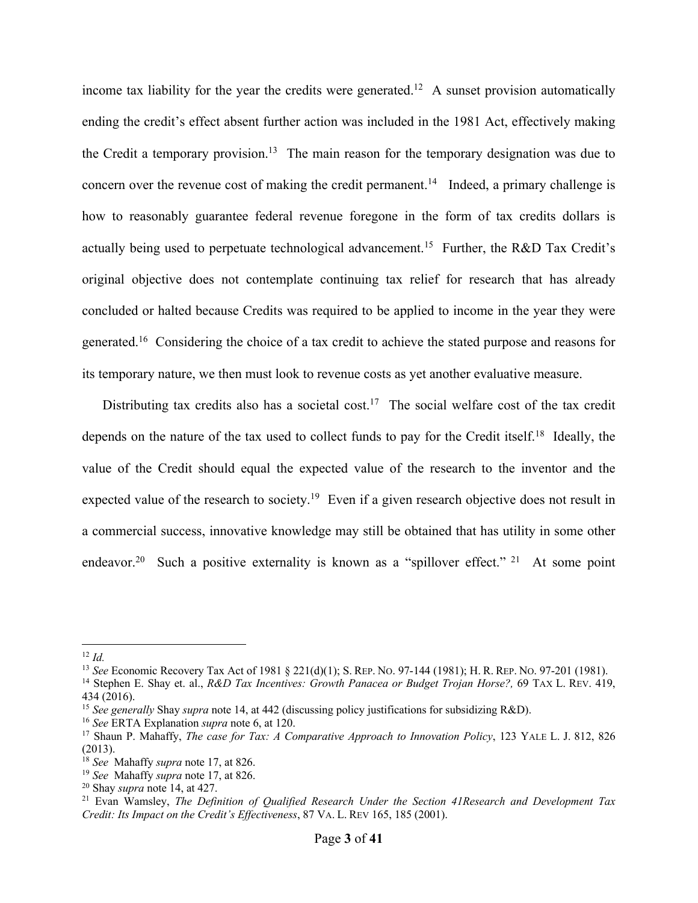income tax liability for the year the credits were generated.[12] A sunset provision automatically ending the credit's effect absent further action was included in the 1981 Act, effectively making the Credit a temporary provision.[13] The main reason for the temporary designation was due to concern over the revenue cost of making the credit permanent.[14] Indeed, a primary challenge is how to reasonably guarantee federal revenue foregone in the form of tax credits dollars is actually being used to perpetuate technological advancement.[15] Further, the R&D Tax Credit's original objective does not contemplate continuing tax relief for research that has already concluded or halted because Credits was required to be applied to income in the year they were generated.[16] Considering the choice of a tax credit to achieve the stated purpose and reasons for its temporary nature, we then must look to revenue costs as yet another evaluative measure.

Distributing tax credits also has a societal cost.[17] The social welfare cost of the tax credit depends on the nature of the tax used to collect funds to pay for the Credit itself.[18] Ideally, the value of the Credit should equal the expected value of the research to the inventor and the expected value of the research to society.[19] Even if a given research objective does not result in a commercial success, innovative knowledge may still be obtained that has utility in some other endeavor.[20] Such a positive externality is known as a "spillover effect." [21] At some point

---

[12] *Id.*

[13] *See* Economic Recovery Tax Act of 1981 § 221(d)(1); S. REP. NO. 97-144 (1981); H. R. REP. NO. 97-201 (1981).

[14] Stephen E. Shay et. al., *R&D Tax Incentives: Growth Panacea or Budget Trojan Horse?,* 69 TAX L. REV. 419, 434 (2016).

[15] *See generally* Shay *supra* note 14, at 442 (discussing policy justifications for subsidizing R&D).

[16] *See* ERTA Explanation *supra* note 6, at 120.

[17] Shaun P. Mahaffy, *The case for Tax: A Comparative Approach to Innovation Policy*, 123 YALE L. J. 812, 826 (2013).

[18] *See* Mahaffy *supra* note 17, at 826.

[19] *See* Mahaffy *supra* note 17, at 826.

[20] Shay *supra* note 14, at 427.

[21] Evan Wamsley, *The Definition of Qualified Research Under the Section 41Research and Development Tax Credit: Its Impact on the Credit's Effectiveness*, 87 VA. L. REV 165, 185 (2001).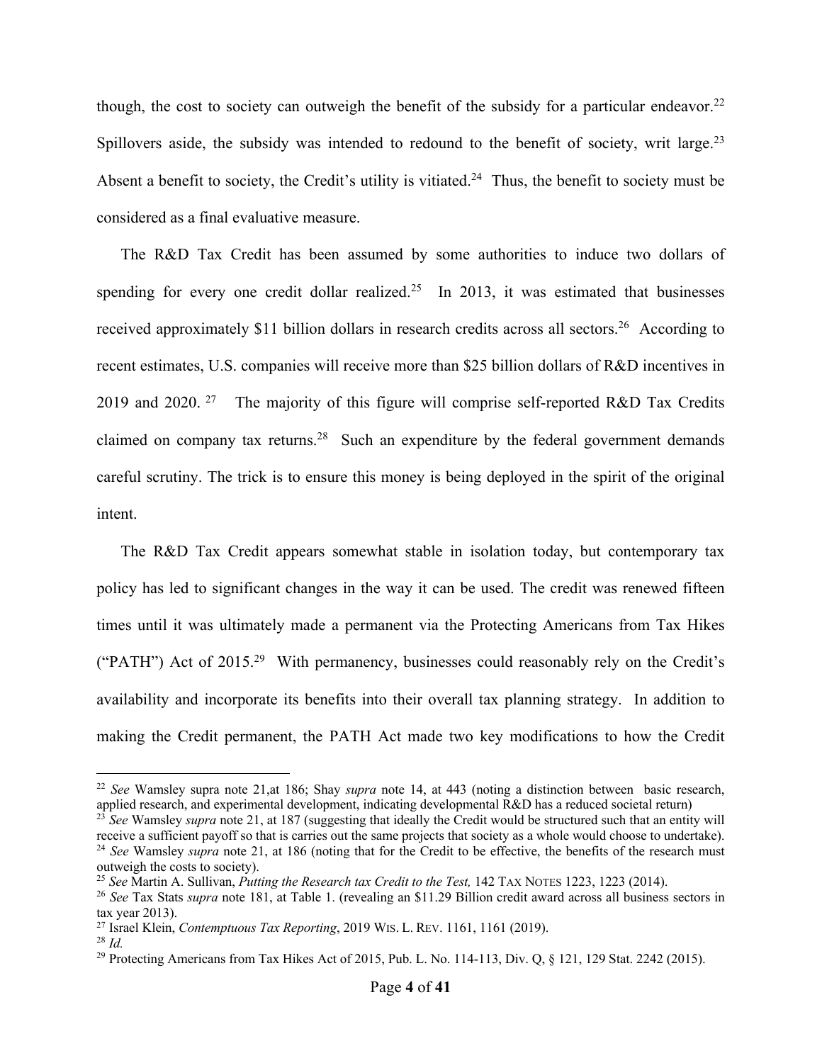though, the cost to society can outweigh the benefit of the subsidy for a particular endeavor.[22] Spillovers aside, the subsidy was intended to redound to the benefit of society, writ large.[23] Absent a benefit to society, the Credit's utility is vitiated.[24] Thus, the benefit to society must be considered as a final evaluative measure.

The R&D Tax Credit has been assumed by some authorities to induce two dollars of spending for every one credit dollar realized.[25] In 2013, it was estimated that businesses received approximately $11 billion dollars in research credits across all sectors.[26] According to recent estimates, U.S. companies will receive more than $25 billion dollars of R&D incentives in 2019 and 2020.[27] The majority of this figure will comprise self-reported R&D Tax Credits claimed on company tax returns.[28] Such an expenditure by the federal government demands careful scrutiny. The trick is to ensure this money is being deployed in the spirit of the original intent.

The R&D Tax Credit appears somewhat stable in isolation today, but contemporary tax policy has led to significant changes in the way it can be used. The credit was renewed fifteen times until it was ultimately made a permanent via the Protecting Americans from Tax Hikes ("PATH") Act of 2015.[29] With permanency, businesses could reasonably rely on the Credit's availability and incorporate its benefits into their overall tax planning strategy. In addition to making the Credit permanent, the PATH Act made two key modifications to how the Credit

---

[22] *See* Wamsley supra note 21,at 186; Shay *supra* note 14, at 443 (noting a distinction between basic research, applied research, and experimental development, indicating developmental R&D has a reduced societal return)

[23] *See* Wamsley *supra* note 21, at 187 (suggesting that ideally the Credit would be structured such that an entity will receive a sufficient payoff so that is carries out the same projects that society as a whole would choose to undertake).

[24] *See* Wamsley *supra* note 21, at 186 (noting that for the Credit to be effective, the benefits of the research must outweigh the costs to society).

[25] *See* Martin A. Sullivan, *Putting the Research tax Credit to the Test,* 142 TAX NOTES 1223, 1223 (2014).

[26] *See* Tax Stats *supra* note 181, at Table 1. (revealing an $11.29 Billion credit award across all business sectors in tax year 2013).

[27] Israel Klein, *Contemptuous Tax Reporting*, 2019 WIS. L. REV. 1161, 1161 (2019).

[28] *Id.*

[29] Protecting Americans from Tax Hikes Act of 2015, Pub. L. No. 114-113, Div. Q, § 121, 129 Stat. 2242 (2015).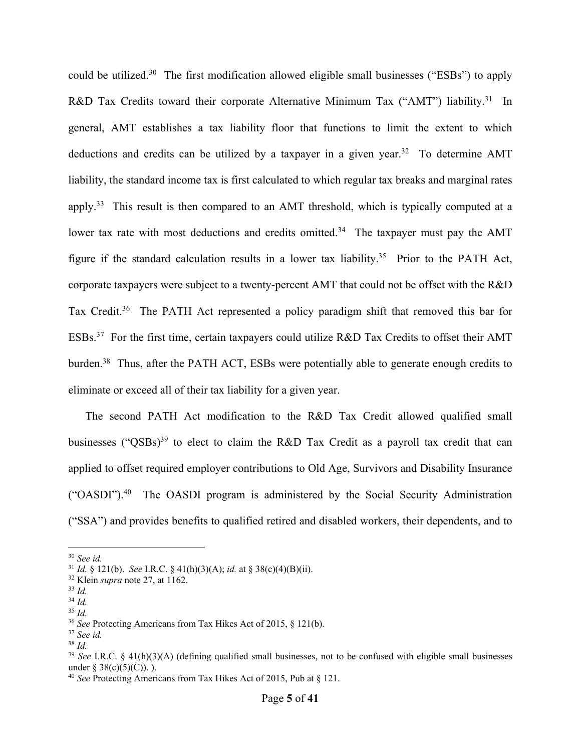could be utilized.[30] The first modification allowed eligible small businesses ("ESBs") to apply R&D Tax Credits toward their corporate Alternative Minimum Tax ("AMT") liability.[31] In general, AMT establishes a tax liability floor that functions to limit the extent to which deductions and credits can be utilized by a taxpayer in a given year.[32] To determine AMT liability, the standard income tax is first calculated to which regular tax breaks and marginal rates apply.[33] This result is then compared to an AMT threshold, which is typically computed at a lower tax rate with most deductions and credits omitted.[34] The taxpayer must pay the AMT figure if the standard calculation results in a lower tax liability.[35] Prior to the PATH Act, corporate taxpayers were subject to a twenty-percent AMT that could not be offset with the R&D Tax Credit.[36] The PATH Act represented a policy paradigm shift that removed this bar for ESBs.[37] For the first time, certain taxpayers could utilize R&D Tax Credits to offset their AMT burden.[38] Thus, after the PATH ACT, ESBs were potentially able to generate enough credits to eliminate or exceed all of their tax liability for a given year.

The second PATH Act modification to the R&D Tax Credit allowed qualified small businesses ("QSBs)[39] to elect to claim the R&D Tax Credit as a payroll tax credit that can applied to offset required employer contributions to Old Age, Survivors and Disability Insurance ("OASDI").[40] The OASDI program is administered by the Social Security Administration ("SSA") and provides benefits to qualified retired and disabled workers, their dependents, and to

---

[30] *See id.*

[31] *Id.* § 121(b). *See* I.R.C. § 41(h)(3)(A); *id.* at § 38(c)(4)(B)(ii).

[32] Klein *supra* note 27, at 1162.

[33] *Id.*

[34] *Id.*

[35] *Id.*

[36] *See* Protecting Americans from Tax Hikes Act of 2015, § 121(b).

[37] *See id.*

[38] *Id.*

[39] *See* I.R.C. § 41(h)(3)(A) (defining qualified small businesses, not to be confused with eligible small businesses under § 38(c)(5)(C)). ).

[40] *See* Protecting Americans from Tax Hikes Act of 2015, Pub at § 121.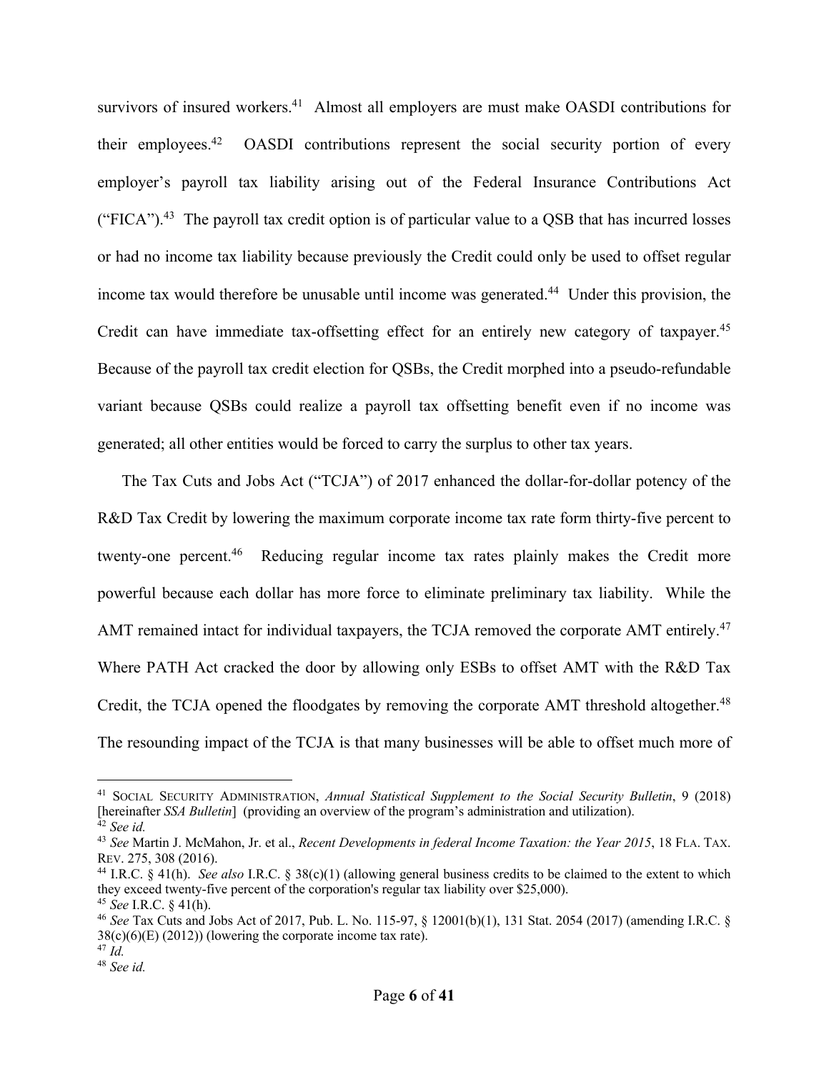survivors of insured workers.[41] Almost all employers are must make OASDI contributions for their employees.[42] OASDI contributions represent the social security portion of every employer's payroll tax liability arising out of the Federal Insurance Contributions Act ("FICA").[43] The payroll tax credit option is of particular value to a QSB that has incurred losses or had no income tax liability because previously the Credit could only be used to offset regular income tax would therefore be unusable until income was generated.[44] Under this provision, the Credit can have immediate tax-offsetting effect for an entirely new category of taxpayer.[45] Because of the payroll tax credit election for QSBs, the Credit morphed into a pseudo-refundable variant because QSBs could realize a payroll tax offsetting benefit even if no income was generated; all other entities would be forced to carry the surplus to other tax years.

The Tax Cuts and Jobs Act ("TCJA") of 2017 enhanced the dollar-for-dollar potency of the R&D Tax Credit by lowering the maximum corporate income tax rate form thirty-five percent to twenty-one percent.[46] Reducing regular income tax rates plainly makes the Credit more powerful because each dollar has more force to eliminate preliminary tax liability. While the AMT remained intact for individual taxpayers, the TCJA removed the corporate AMT entirely.[47] Where PATH Act cracked the door by allowing only ESBs to offset AMT with the R&D Tax Credit, the TCJA opened the floodgates by removing the corporate AMT threshold altogether.[48] The resounding impact of the TCJA is that many businesses will be able to offset much more of

---

[41] SOCIAL SECURITY ADMINISTRATION, *Annual Statistical Supplement to the Social Security Bulletin*, 9 (2018) [hereinafter *SSA Bulletin*] (providing an overview of the program's administration and utilization).

[42] *See id.*

[43] *See* Martin J. McMahon, Jr. et al., *Recent Developments in federal Income Taxation: the Year 2015*, 18 FLA. TAX. REV. 275, 308 (2016).

[44] I.R.C. § 41(h). *See also* I.R.C. § 38(c)(1) (allowing general business credits to be claimed to the extent to which they exceed twenty-five percent of the corporation's regular tax liability over $25,000).

[45] *See* I.R.C. § 41(h).

[46] *See* Tax Cuts and Jobs Act of 2017, Pub. L. No. 115-97, § 12001(b)(1), 131 Stat. 2054 (2017) (amending I.R.C. § 38(c)(6)(E) (2012)) (lowering the corporate income tax rate).

[47] *Id.*

[48] *See id.*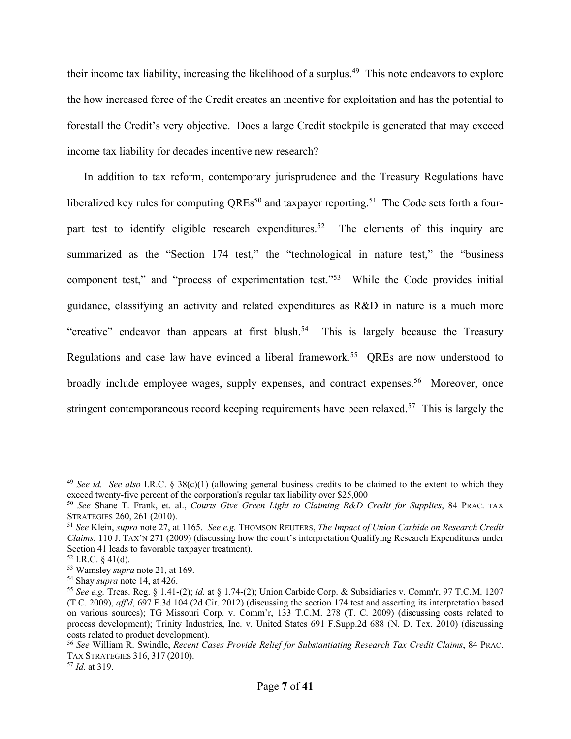their income tax liability, increasing the likelihood of a surplus.[49] This note endeavors to explore the how increased force of the Credit creates an incentive for exploitation and has the potential to forestall the Credit's very objective. Does a large Credit stockpile is generated that may exceed income tax liability for decades incentive new research?

In addition to tax reform, contemporary jurisprudence and the Treasury Regulations have liberalized key rules for computing QREs[50] and taxpayer reporting.[51] The Code sets forth a four-part test to identify eligible research expenditures.[52] The elements of this inquiry are summarized as the "Section 174 test," the "technological in nature test," the "business component test," and "process of experimentation test."[53] While the Code provides initial guidance, classifying an activity and related expenditures as R&D in nature is a much more "creative" endeavor than appears at first blush.[54] This is largely because the Treasury Regulations and case law have evinced a liberal framework.[55] QREs are now understood to broadly include employee wages, supply expenses, and contract expenses.[56] Moreover, once stringent contemporaneous record keeping requirements have been relaxed.[57] This is largely the

---

[49] *See id. See also* I.R.C. § 38(c)(1) (allowing general business credits to be claimed to the extent to which they exceed twenty-five percent of the corporation's regular tax liability over $25,000

[50] *See* Shane T. Frank, et. al., *Courts Give Green Light to Claiming R&D Credit for Supplies*, 84 PRAC. TAX STRATEGIES 260, 261 (2010).

[51] *See* Klein, *supra* note 27, at 1165. *See e.g.* THOMSON REUTERS, *The Impact of Union Carbide on Research Credit Claims*, 110 J. TAX'N 271 (2009) (discussing how the court's interpretation Qualifying Research Expenditures under Section 41 leads to favorable taxpayer treatment).

[52] I.R.C. § 41(d).

[53] Wamsley *supra* note 21, at 169.

[54] Shay *supra* note 14, at 426.

[55] *See e.g.* Treas. Reg. § 1.41-(2); *id.* at § 1.74-(2); Union Carbide Corp. & Subsidiaries v. Comm'r, 97 T.C.M. 1207 (T.C. 2009), *aff'd*, 697 F.3d 104 (2d Cir. 2012) (discussing the section 174 test and asserting its interpretation based on various sources); TG Missouri Corp. v. Comm'r, 133 T.C.M. 278 (T. C. 2009) (discussing costs related to process development); Trinity Industries, Inc. v. United States 691 F.Supp.2d 688 (N. D. Tex. 2010) (discussing costs related to product development).

[56] *See* William R. Swindle, *Recent Cases Provide Relief for Substantiating Research Tax Credit Claims*, 84 PRAC. TAX STRATEGIES 316, 317 (2010).

[57] *Id.* at 319.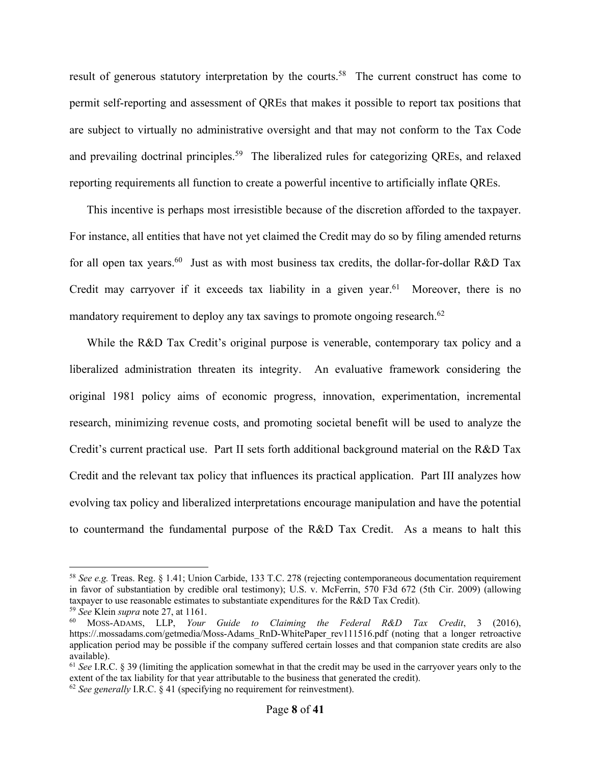result of generous statutory interpretation by the courts.[58] The current construct has come to permit self-reporting and assessment of QREs that makes it possible to report tax positions that are subject to virtually no administrative oversight and that may not conform to the Tax Code and prevailing doctrinal principles.[59] The liberalized rules for categorizing QREs, and relaxed reporting requirements all function to create a powerful incentive to artificially inflate QREs.

This incentive is perhaps most irresistible because of the discretion afforded to the taxpayer. For instance, all entities that have not yet claimed the Credit may do so by filing amended returns for all open tax years.[60] Just as with most business tax credits, the dollar-for-dollar R&D Tax Credit may carryover if it exceeds tax liability in a given year.[61] Moreover, there is no mandatory requirement to deploy any tax savings to promote ongoing research.[62]

While the R&D Tax Credit's original purpose is venerable, contemporary tax policy and a liberalized administration threaten its integrity. An evaluative framework considering the original 1981 policy aims of economic progress, innovation, experimentation, incremental research, minimizing revenue costs, and promoting societal benefit will be used to analyze the Credit's current practical use. Part II sets forth additional background material on the R&D Tax Credit and the relevant tax policy that influences its practical application. Part III analyzes how evolving tax policy and liberalized interpretations encourage manipulation and have the potential to countermand the fundamental purpose of the R&D Tax Credit. As a means to halt this

---

[58] *See e.g.* Treas. Reg. § 1.41; Union Carbide, 133 T.C. 278 (rejecting contemporaneous documentation requirement in favor of substantiation by credible oral testimony); U.S. v. McFerrin, 570 F3d 672 (5th Cir. 2009) (allowing taxpayer to use reasonable estimates to substantiate expenditures for the R&D Tax Credit).

[59] *See* Klein *supra* note 27, at 1161.

[60] MOSS-ADAMS, LLP, *Your Guide to Claiming the Federal R&D Tax Credit*, 3 (2016), https://.mossadams.com/getmedia/Moss-Adams_RnD-WhitePaper_rev111516.pdf (noting that a longer retroactive application period may be possible if the company suffered certain losses and that companion state credits are also available).

[61] *See* I.R.C. § 39 (limiting the application somewhat in that the credit may be used in the carryover years only to the extent of the tax liability for that year attributable to the business that generated the credit).

[62] *See generally* I.R.C. § 41 (specifying no requirement for reinvestment).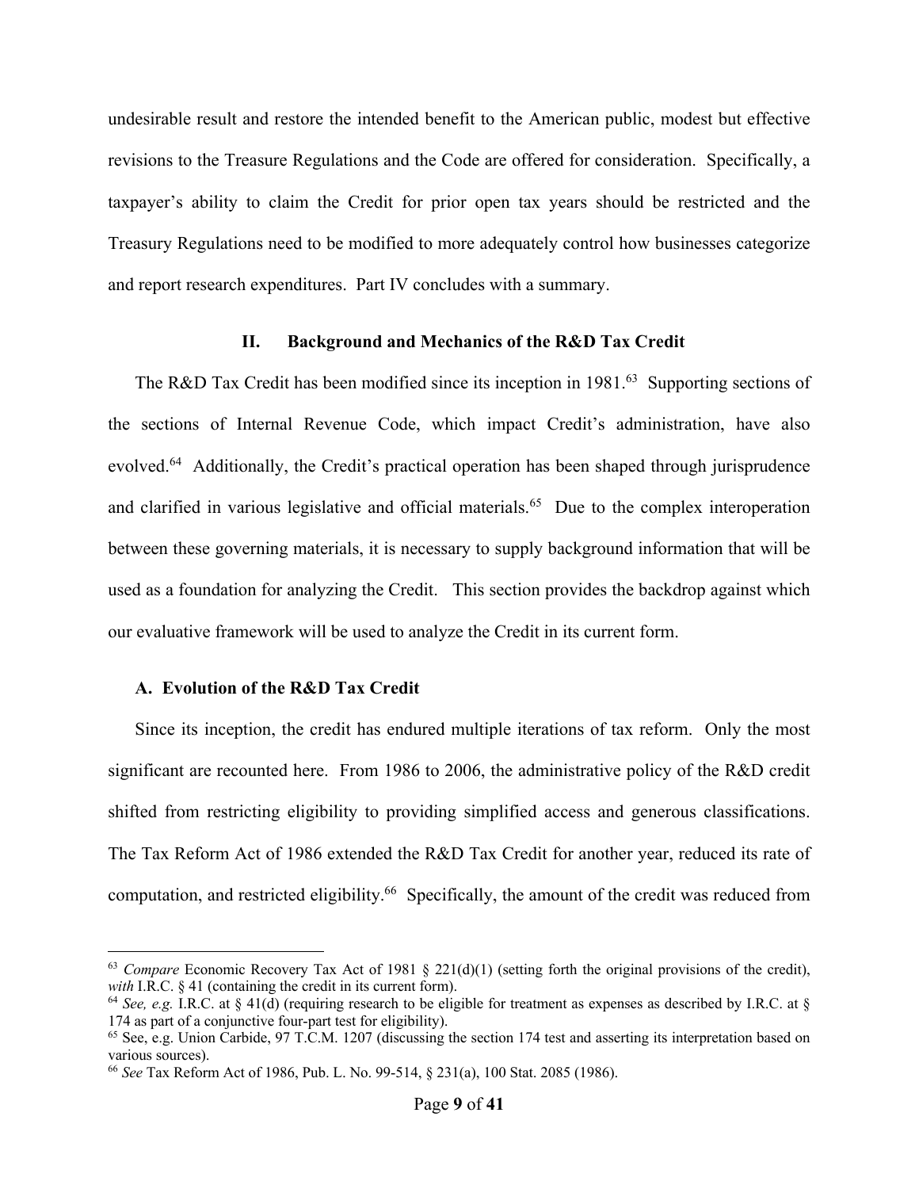undesirable result and restore the intended benefit to the American public, modest but effective revisions to the Treasure Regulations and the Code are offered for consideration. Specifically, a taxpayer's ability to claim the Credit for prior open tax years should be restricted and the Treasury Regulations need to be modified to more adequately control how businesses categorize and report research expenditures. Part IV concludes with a summary.

## II. Background and Mechanics of the R&D Tax Credit

The R&D Tax Credit has been modified since its inception in 1981.[63] Supporting sections of the sections of Internal Revenue Code, which impact Credit's administration, have also evolved.[64] Additionally, the Credit's practical operation has been shaped through jurisprudence and clarified in various legislative and official materials.[65] Due to the complex interoperation between these governing materials, it is necessary to supply background information that will be used as a foundation for analyzing the Credit. This section provides the backdrop against which our evaluative framework will be used to analyze the Credit in its current form.

### A. Evolution of the R&D Tax Credit

Since its inception, the credit has endured multiple iterations of tax reform. Only the most significant are recounted here. From 1986 to 2006, the administrative policy of the R&D credit shifted from restricting eligibility to providing simplified access and generous classifications. The Tax Reform Act of 1986 extended the R&D Tax Credit for another year, reduced its rate of computation, and restricted eligibility.[66] Specifically, the amount of the credit was reduced from

---

[63] *Compare* Economic Recovery Tax Act of 1981 § 221(d)(1) (setting forth the original provisions of the credit), *with* I.R.C. § 41 (containing the credit in its current form).

[64] *See, e.g.* I.R.C. at § 41(d) (requiring research to be eligible for treatment as expenses as described by I.R.C. at § 174 as part of a conjunctive four-part test for eligibility).

[65] See, e.g. Union Carbide, 97 T.C.M. 1207 (discussing the section 174 test and asserting its interpretation based on various sources).

[66] *See* Tax Reform Act of 1986, Pub. L. No. 99-514, § 231(a), 100 Stat. 2085 (1986).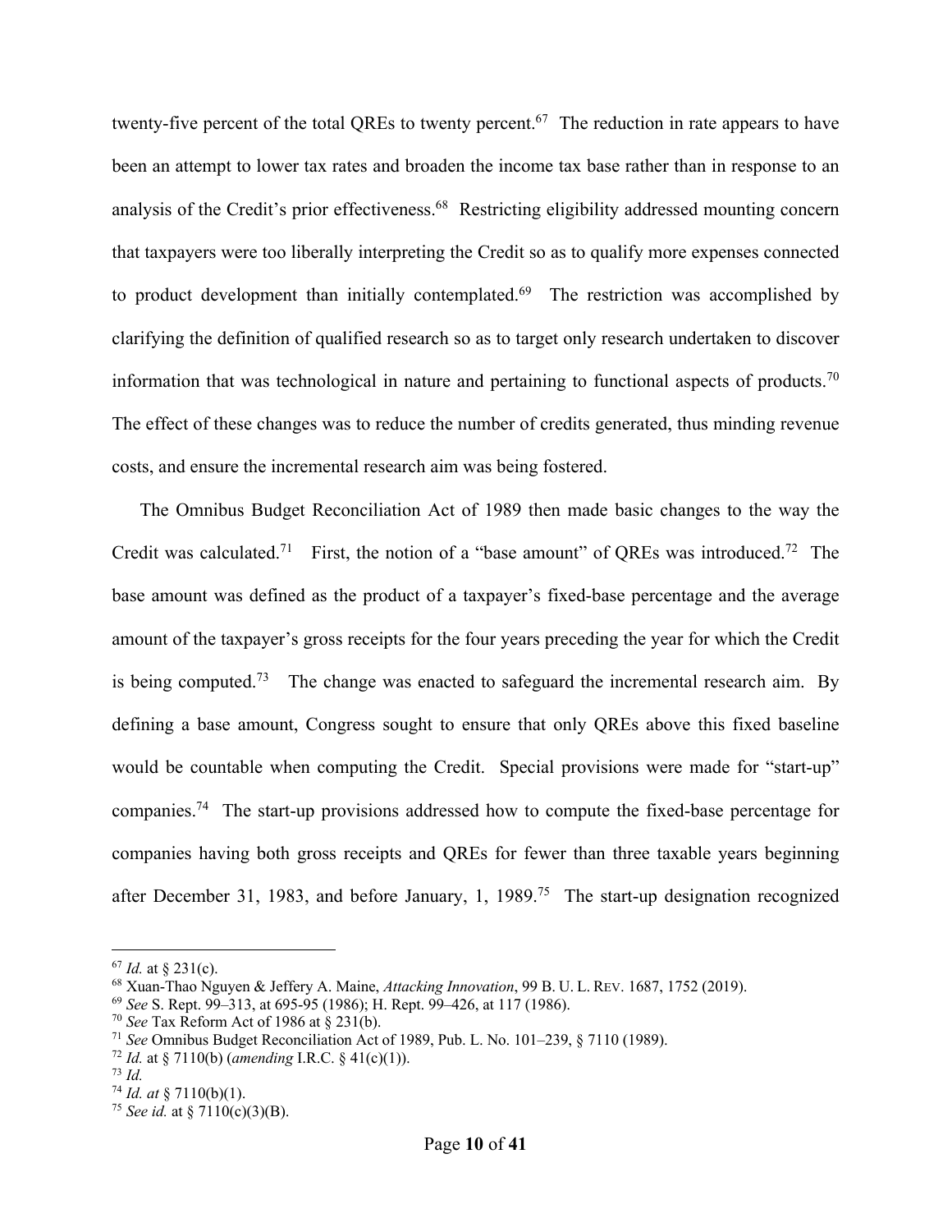twenty-five percent of the total QREs to twenty percent.[67] The reduction in rate appears to have been an attempt to lower tax rates and broaden the income tax base rather than in response to an analysis of the Credit's prior effectiveness.[68] Restricting eligibility addressed mounting concern that taxpayers were too liberally interpreting the Credit so as to qualify more expenses connected to product development than initially contemplated.[69] The restriction was accomplished by clarifying the definition of qualified research so as to target only research undertaken to discover information that was technological in nature and pertaining to functional aspects of products.[70] The effect of these changes was to reduce the number of credits generated, thus minding revenue costs, and ensure the incremental research aim was being fostered.

The Omnibus Budget Reconciliation Act of 1989 then made basic changes to the way the Credit was calculated.[71] First, the notion of a "base amount" of QREs was introduced.[72] The base amount was defined as the product of a taxpayer's fixed-base percentage and the average amount of the taxpayer's gross receipts for the four years preceding the year for which the Credit is being computed.[73] The change was enacted to safeguard the incremental research aim. By defining a base amount, Congress sought to ensure that only QREs above this fixed baseline would be countable when computing the Credit. Special provisions were made for "start-up" companies.[74] The start-up provisions addressed how to compute the fixed-base percentage for companies having both gross receipts and QREs for fewer than three taxable years beginning after December 31, 1983, and before January, 1, 1989.[75] The start-up designation recognized

---

[67] *Id.* at § 231(c).

[68] Xuan-Thao Nguyen & Jeffery A. Maine, *Attacking Innovation*, 99 B. U. L. REV. 1687, 1752 (2019).

[69] *See* S. Rept. 99–313, at 695-95 (1986); H. Rept. 99–426, at 117 (1986).

[70] *See* Tax Reform Act of 1986 at § 231(b).

[71] *See* Omnibus Budget Reconciliation Act of 1989, Pub. L. No. 101–239, § 7110 (1989).

[72] *Id.* at § 7110(b) (*amending* I.R.C. § 41(c)(1)).

[73] *Id.*

[74] *Id. at* § 7110(b)(1).

[75] *See id.* at § 7110(c)(3)(B).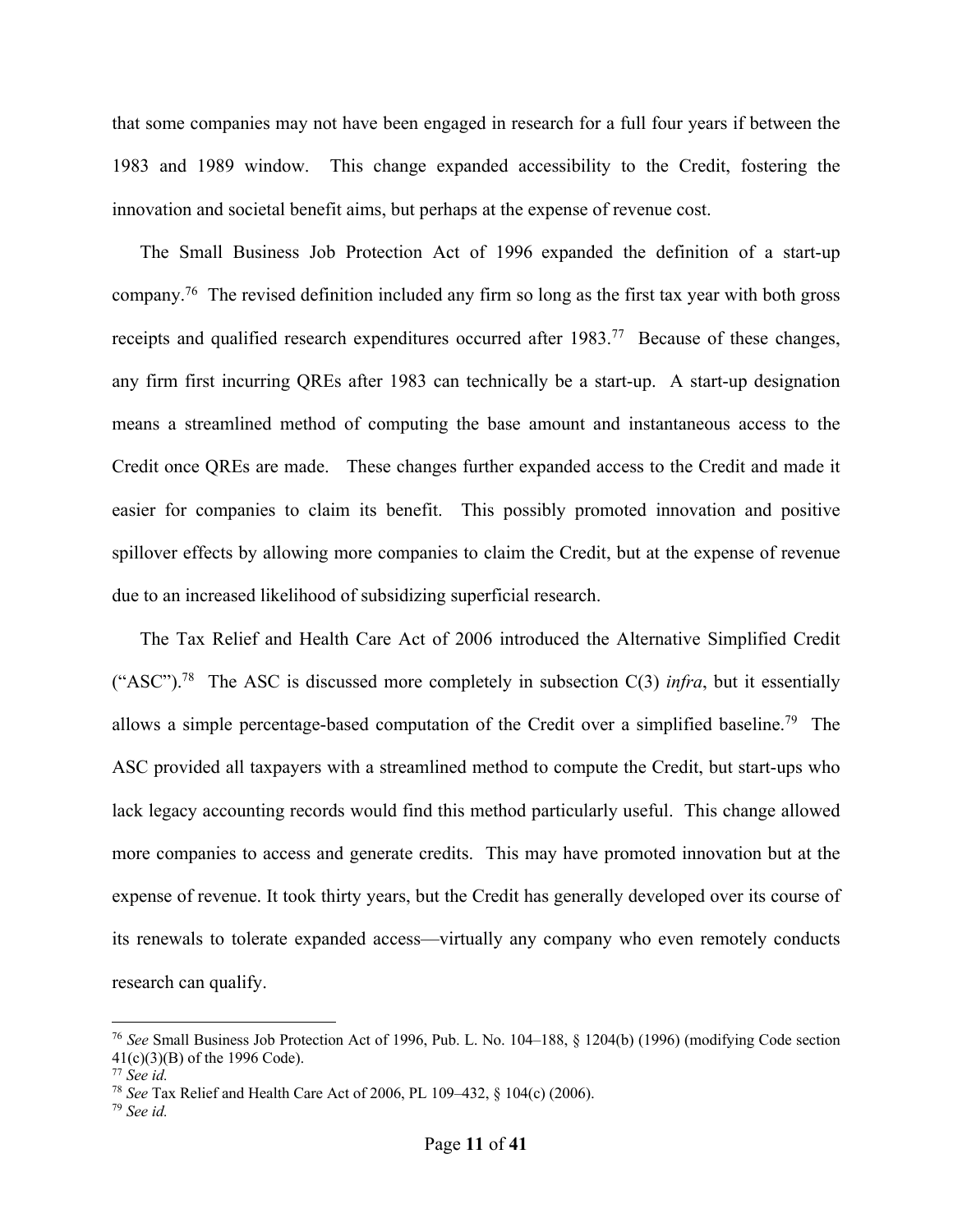that some companies may not have been engaged in research for a full four years if between the 1983 and 1989 window. This change expanded accessibility to the Credit, fostering the innovation and societal benefit aims, but perhaps at the expense of revenue cost.

The Small Business Job Protection Act of 1996 expanded the definition of a start-up company.[76] The revised definition included any firm so long as the first tax year with both gross receipts and qualified research expenditures occurred after 1983.[77] Because of these changes, any firm first incurring QREs after 1983 can technically be a start-up. A start-up designation means a streamlined method of computing the base amount and instantaneous access to the Credit once QREs are made. These changes further expanded access to the Credit and made it easier for companies to claim its benefit. This possibly promoted innovation and positive spillover effects by allowing more companies to claim the Credit, but at the expense of revenue due to an increased likelihood of subsidizing superficial research.

The Tax Relief and Health Care Act of 2006 introduced the Alternative Simplified Credit ("ASC").[78] The ASC is discussed more completely in subsection C(3) *infra*, but it essentially allows a simple percentage-based computation of the Credit over a simplified baseline.[79] The ASC provided all taxpayers with a streamlined method to compute the Credit, but start-ups who lack legacy accounting records would find this method particularly useful. This change allowed more companies to access and generate credits. This may have promoted innovation but at the expense of revenue. It took thirty years, but the Credit has generally developed over its course of its renewals to tolerate expanded access—virtually any company who even remotely conducts research can qualify.

---

[76] *See* Small Business Job Protection Act of 1996, Pub. L. No. 104–188, § 1204(b) (1996) (modifying Code section 41(c)(3)(B) of the 1996 Code).

[77] *See id.*

[78] *See* Tax Relief and Health Care Act of 2006, PL 109–432, § 104(c) (2006).

[79] *See id.*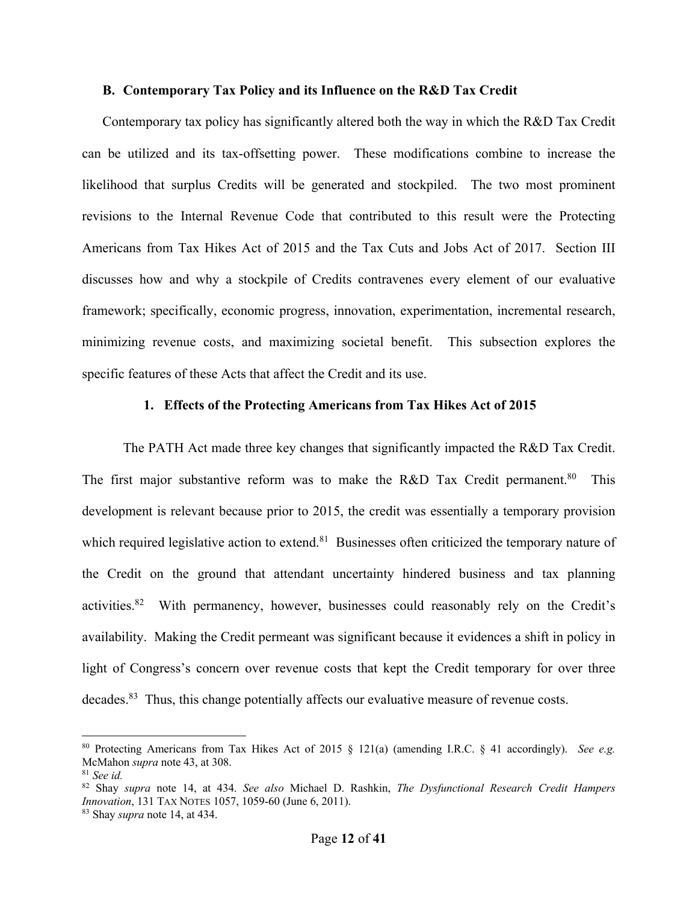### B. Contemporary Tax Policy and its Influence on the R&D Tax Credit

Contemporary tax policy has significantly altered both the way in which the R&D Tax Credit can be utilized and its tax-offsetting power. These modifications combine to increase the likelihood that surplus Credits will be generated and stockpiled. The two most prominent revisions to the Internal Revenue Code that contributed to this result were the Protecting Americans from Tax Hikes Act of 2015 and the Tax Cuts and Jobs Act of 2017. Section III discusses how and why a stockpile of Credits contravenes every element of our evaluative framework; specifically, economic progress, innovation, experimentation, incremental research, minimizing revenue costs, and maximizing societal benefit. This subsection explores the specific features of these Acts that affect the Credit and its use.

#### 1. Effects of the Protecting Americans from Tax Hikes Act of 2015

The PATH Act made three key changes that significantly impacted the R&D Tax Credit. The first major substantive reform was to make the R&D Tax Credit permanent.[80] This development is relevant because prior to 2015, the credit was essentially a temporary provision which required legislative action to extend.[81] Businesses often criticized the temporary nature of the Credit on the ground that attendant uncertainty hindered business and tax planning activities.[82] With permanency, however, businesses could reasonably rely on the Credit's availability. Making the Credit permeant was significant because it evidences a shift in policy in light of Congress's concern over revenue costs that kept the Credit temporary for over three decades.[83] Thus, this change potentially affects our evaluative measure of revenue costs.

---

[80] Protecting Americans from Tax Hikes Act of 2015 § 121(a) (amending I.R.C. § 41 accordingly). *See e.g.* McMahon *supra* note 43, at 308.

[81] *See id.*

[82] Shay *supra* note 14, at 434. *See also* Michael D. Rashkin, *The Dysfunctional Research Credit Hampers Innovation*, 131 TAX NOTES 1057, 1059-60 (June 6, 2011).

[83] Shay *supra* note 14, at 434.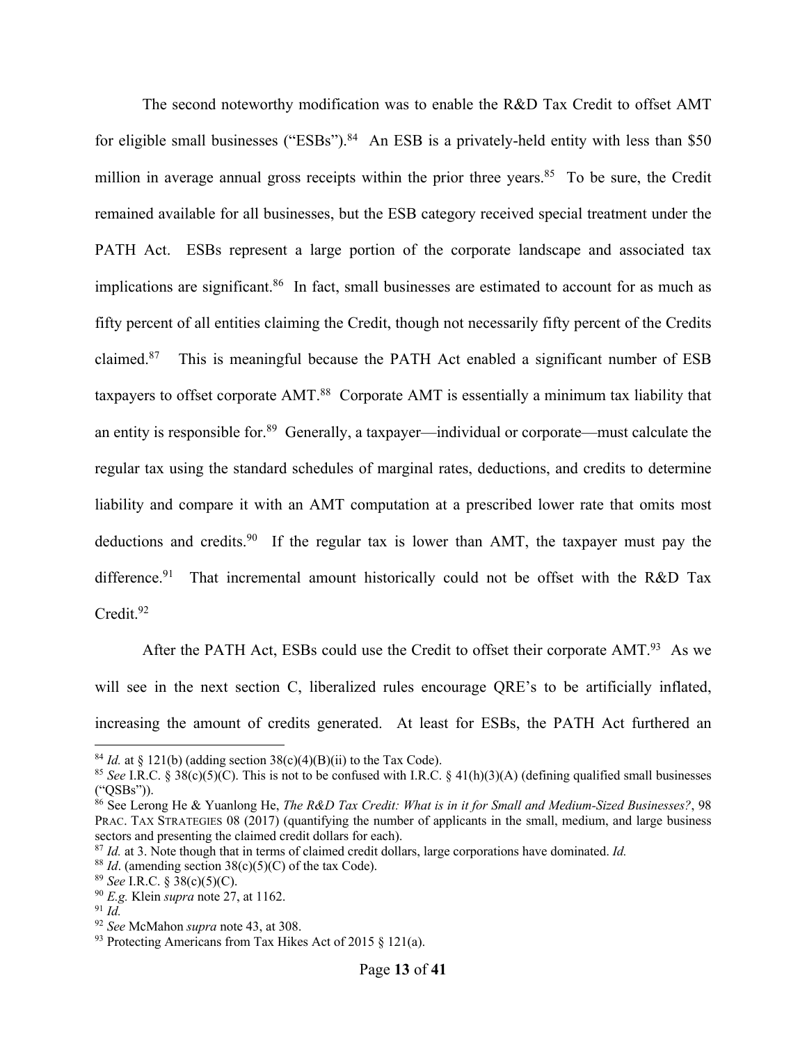The second noteworthy modification was to enable the R&D Tax Credit to offset AMT for eligible small businesses ("ESBs").[84] An ESB is a privately-held entity with less than $50 million in average annual gross receipts within the prior three years.[85] To be sure, the Credit remained available for all businesses, but the ESB category received special treatment under the PATH Act. ESBs represent a large portion of the corporate landscape and associated tax implications are significant.[86] In fact, small businesses are estimated to account for as much as fifty percent of all entities claiming the Credit, though not necessarily fifty percent of the Credits claimed.[87] This is meaningful because the PATH Act enabled a significant number of ESB taxpayers to offset corporate AMT.[88] Corporate AMT is essentially a minimum tax liability that an entity is responsible for.[89] Generally, a taxpayer—individual or corporate—must calculate the regular tax using the standard schedules of marginal rates, deductions, and credits to determine liability and compare it with an AMT computation at a prescribed lower rate that omits most deductions and credits.[90] If the regular tax is lower than AMT, the taxpayer must pay the difference.[91] That incremental amount historically could not be offset with the R&D Tax Credit.[92]

After the PATH Act, ESBs could use the Credit to offset their corporate AMT.[93] As we will see in the next section C, liberalized rules encourage QRE's to be artificially inflated, increasing the amount of credits generated. At least for ESBs, the PATH Act furthered an

---

[84] *Id.* at § 121(b) (adding section 38(c)(4)(B)(ii) to the Tax Code).

[85] *See* I.R.C. § 38(c)(5)(C). This is not to be confused with I.R.C. § 41(h)(3)(A) (defining qualified small businesses ("QSBs")).

[86] See Lerong He & Yuanlong He, *The R&D Tax Credit: What is in it for Small and Medium-Sized Businesses?*, 98 PRAC. TAX STRATEGIES 08 (2017) (quantifying the number of applicants in the small, medium, and large business sectors and presenting the claimed credit dollars for each).

[87] *Id.* at 3. Note though that in terms of claimed credit dollars, large corporations have dominated. *Id.*

[88] *Id*. (amending section 38(c)(5)(C) of the tax Code).

[89] *See* I.R.C. § 38(c)(5)(C).

[90] *E.g.* Klein *supra* note 27, at 1162.

[91] *Id.*

[92] *See* McMahon *supra* note 43, at 308.

[93] Protecting Americans from Tax Hikes Act of 2015 § 121(a).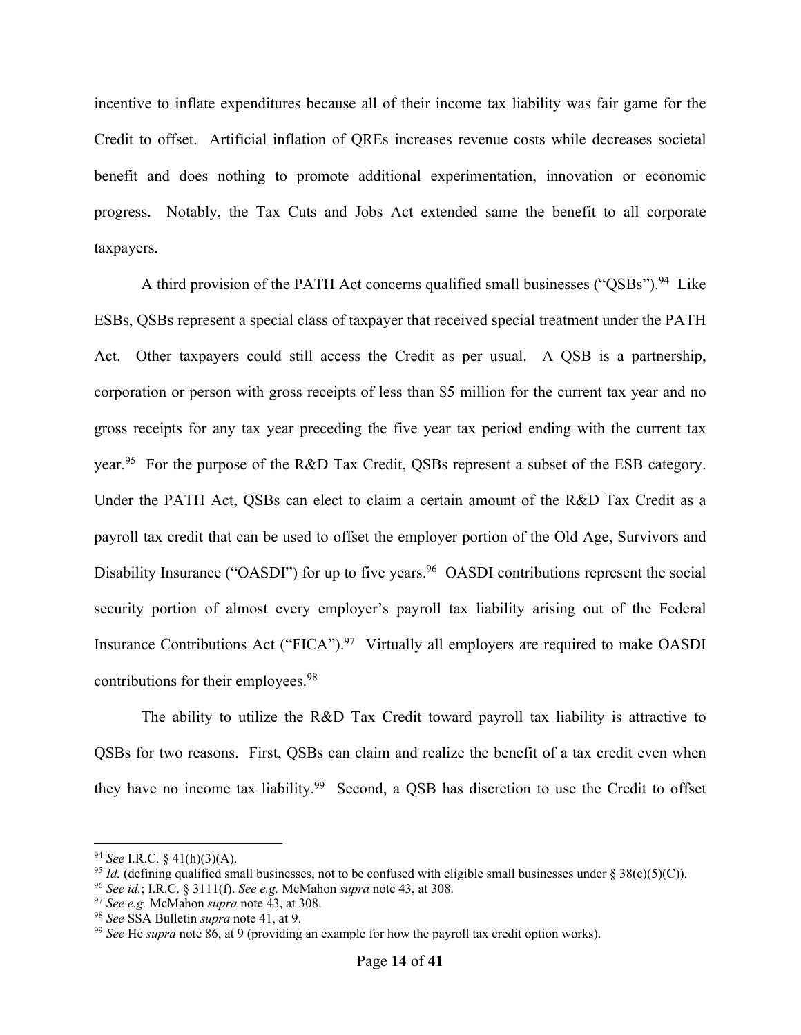incentive to inflate expenditures because all of their income tax liability was fair game for the Credit to offset. Artificial inflation of QREs increases revenue costs while decreases societal benefit and does nothing to promote additional experimentation, innovation or economic progress. Notably, the Tax Cuts and Jobs Act extended same the benefit to all corporate taxpayers.

A third provision of the PATH Act concerns qualified small businesses ("QSBs").[94] Like ESBs, QSBs represent a special class of taxpayer that received special treatment under the PATH Act. Other taxpayers could still access the Credit as per usual. A QSB is a partnership, corporation or person with gross receipts of less than $5 million for the current tax year and no gross receipts for any tax year preceding the five year tax period ending with the current tax year.[95] For the purpose of the R&D Tax Credit, QSBs represent a subset of the ESB category. Under the PATH Act, QSBs can elect to claim a certain amount of the R&D Tax Credit as a payroll tax credit that can be used to offset the employer portion of the Old Age, Survivors and Disability Insurance ("OASDI") for up to five years.[96] OASDI contributions represent the social security portion of almost every employer's payroll tax liability arising out of the Federal Insurance Contributions Act ("FICA").[97] Virtually all employers are required to make OASDI contributions for their employees.[98]

The ability to utilize the R&D Tax Credit toward payroll tax liability is attractive to QSBs for two reasons. First, QSBs can claim and realize the benefit of a tax credit even when they have no income tax liability.[99] Second, a QSB has discretion to use the Credit to offset

---

[94] *See* I.R.C. § 41(h)(3)(A).

[95] *Id.* (defining qualified small businesses, not to be confused with eligible small businesses under § 38(c)(5)(C)).

[96] *See id.*; I.R.C. § 3111(f). *See e.g.* McMahon *supra* note 43, at 308.

[97] *See e.g.* McMahon *supra* note 43, at 308.

[98] *See* SSA Bulletin *supra* note 41, at 9.

[99] *See* He *supra* note 86, at 9 (providing an example for how the payroll tax credit option works).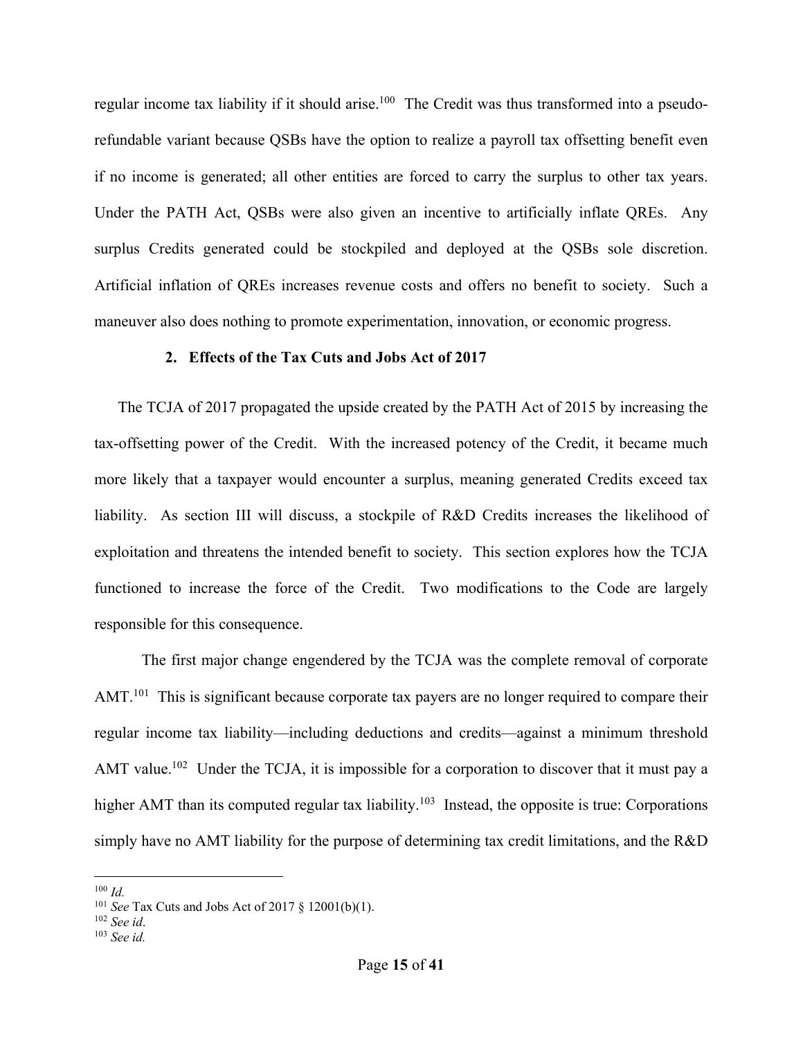regular income tax liability if it should arise.[100] The Credit was thus transformed into a pseudo-refundable variant because QSBs have the option to realize a payroll tax offsetting benefit even if no income is generated; all other entities are forced to carry the surplus to other tax years. Under the PATH Act, QSBs were also given an incentive to artificially inflate QREs. Any surplus Credits generated could be stockpiled and deployed at the QSBs sole discretion. Artificial inflation of QREs increases revenue costs and offers no benefit to society. Such a maneuver also does nothing to promote experimentation, innovation, or economic progress.

### 2. Effects of the Tax Cuts and Jobs Act of 2017

The TCJA of 2017 propagated the upside created by the PATH Act of 2015 by increasing the tax-offsetting power of the Credit. With the increased potency of the Credit, it became much more likely that a taxpayer would encounter a surplus, meaning generated Credits exceed tax liability. As section III will discuss, a stockpile of R&D Credits increases the likelihood of exploitation and threatens the intended benefit to society. This section explores how the TCJA functioned to increase the force of the Credit. Two modifications to the Code are largely responsible for this consequence.

The first major change engendered by the TCJA was the complete removal of corporate AMT.[101] This is significant because corporate tax payers are no longer required to compare their regular income tax liability—including deductions and credits—against a minimum threshold AMT value.[102] Under the TCJA, it is impossible for a corporation to discover that it must pay a higher AMT than its computed regular tax liability.[103] Instead, the opposite is true: Corporations simply have no AMT liability for the purpose of determining tax credit limitations, and the R&D

---

[100] *Id.*

[101] *See* Tax Cuts and Jobs Act of 2017 § 12001(b)(1).

[102] *See id*.

[103] *See id.*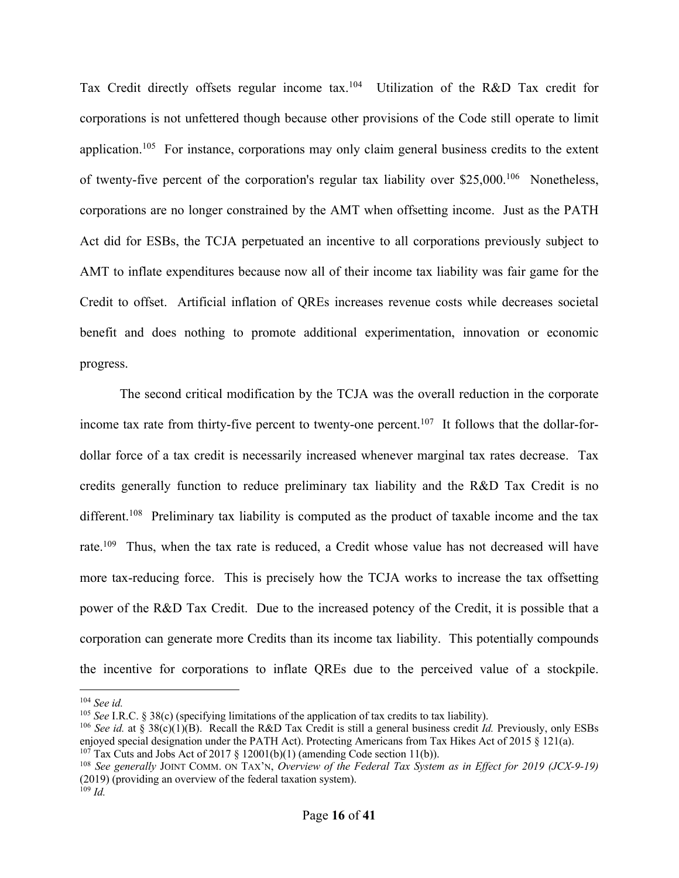Tax Credit directly offsets regular income tax.[104] Utilization of the R&D Tax credit for corporations is not unfettered though because other provisions of the Code still operate to limit application.[105] For instance, corporations may only claim general business credits to the extent of twenty-five percent of the corporation's regular tax liability over $25,000.[106] Nonetheless, corporations are no longer constrained by the AMT when offsetting income. Just as the PATH Act did for ESBs, the TCJA perpetuated an incentive to all corporations previously subject to AMT to inflate expenditures because now all of their income tax liability was fair game for the Credit to offset. Artificial inflation of QREs increases revenue costs while decreases societal benefit and does nothing to promote additional experimentation, innovation or economic progress.

The second critical modification by the TCJA was the overall reduction in the corporate income tax rate from thirty-five percent to twenty-one percent.[107] It follows that the dollar-for-dollar force of a tax credit is necessarily increased whenever marginal tax rates decrease. Tax credits generally function to reduce preliminary tax liability and the R&D Tax Credit is no different.[108] Preliminary tax liability is computed as the product of taxable income and the tax rate.[109] Thus, when the tax rate is reduced, a Credit whose value has not decreased will have more tax-reducing force. This is precisely how the TCJA works to increase the tax offsetting power of the R&D Tax Credit. Due to the increased potency of the Credit, it is possible that a corporation can generate more Credits than its income tax liability. This potentially compounds the incentive for corporations to inflate QREs due to the perceived value of a stockpile.

---

[104] *See id.*

[105] *See* I.R.C. § 38(c) (specifying limitations of the application of tax credits to tax liability).

[106] *See id.* at § 38(c)(1)(B). Recall the R&D Tax Credit is still a general business credit *Id.* Previously, only ESBs enjoyed special designation under the PATH Act). Protecting Americans from Tax Hikes Act of 2015 § 121(a).

[107] Tax Cuts and Jobs Act of 2017 § 12001(b)(1) (amending Code section 11(b)).

[108] *See generally* JOINT COMM. ON TAX'N, *Overview of the Federal Tax System as in Effect for 2019 (JCX-9-19)* (2019) (providing an overview of the federal taxation system).

[109] *Id.*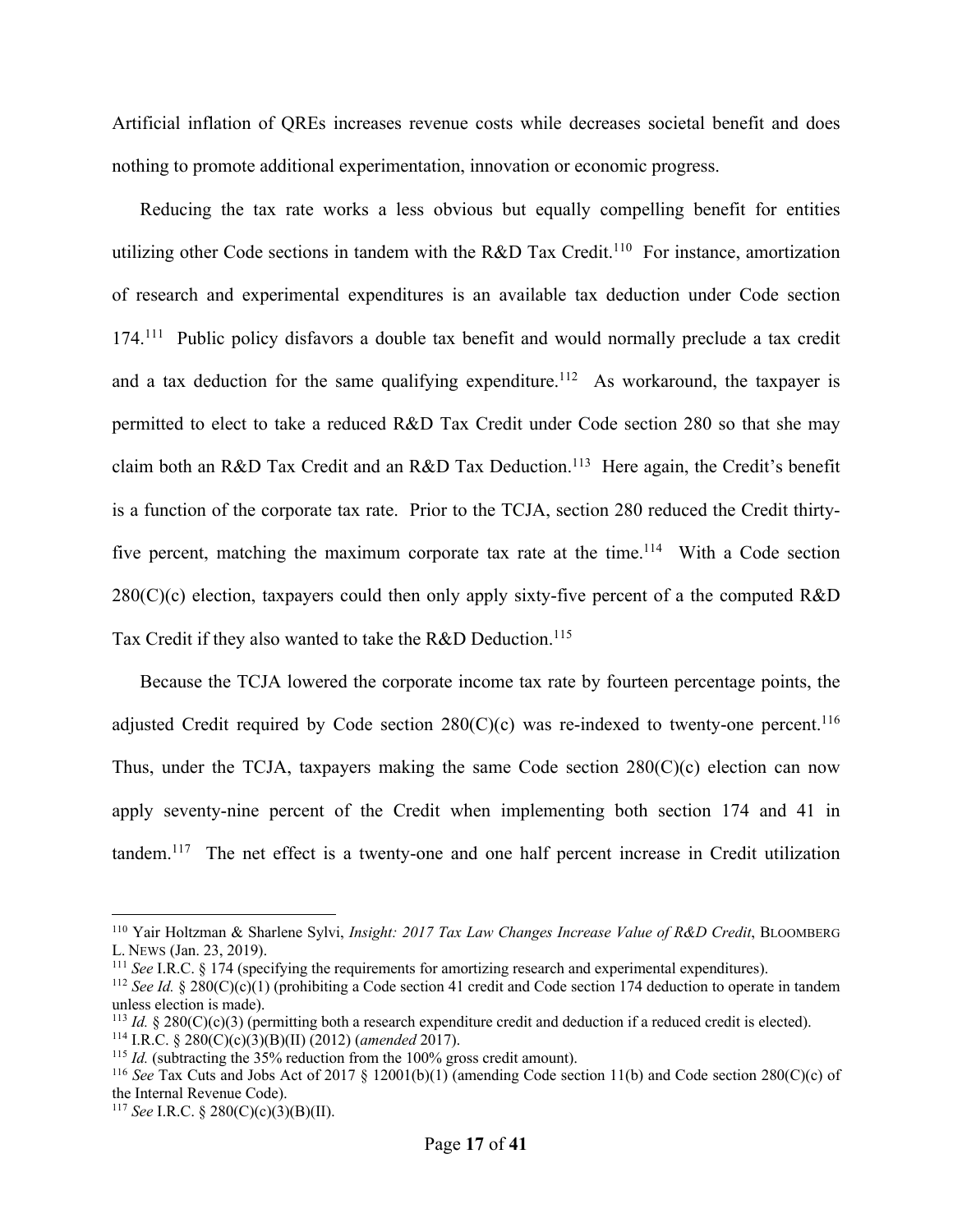Artificial inflation of QREs increases revenue costs while decreases societal benefit and does nothing to promote additional experimentation, innovation or economic progress.

Reducing the tax rate works a less obvious but equally compelling benefit for entities utilizing other Code sections in tandem with the R&D Tax Credit.[110] For instance, amortization of research and experimental expenditures is an available tax deduction under Code section 174.[111] Public policy disfavors a double tax benefit and would normally preclude a tax credit and a tax deduction for the same qualifying expenditure.[112] As workaround, the taxpayer is permitted to elect to take a reduced R&D Tax Credit under Code section 280 so that she may claim both an R&D Tax Credit and an R&D Tax Deduction.[113] Here again, the Credit's benefit is a function of the corporate tax rate. Prior to the TCJA, section 280 reduced the Credit thirty-five percent, matching the maximum corporate tax rate at the time.[114] With a Code section 280(C)(c) election, taxpayers could then only apply sixty-five percent of a the computed R&D Tax Credit if they also wanted to take the R&D Deduction.[115]

Because the TCJA lowered the corporate income tax rate by fourteen percentage points, the adjusted Credit required by Code section 280(C)(c) was re-indexed to twenty-one percent.[116] Thus, under the TCJA, taxpayers making the same Code section 280(C)(c) election can now apply seventy-nine percent of the Credit when implementing both section 174 and 41 in tandem.[117] The net effect is a twenty-one and one half percent increase in Credit utilization

---

[110] Yair Holtzman & Sharlene Sylvi, *Insight: 2017 Tax Law Changes Increase Value of R&D Credit*, BLOOMBERG L. NEWS (Jan. 23, 2019).

[111] *See* I.R.C. § 174 (specifying the requirements for amortizing research and experimental expenditures).

[112] *See Id.* § 280(C)(c)(1) (prohibiting a Code section 41 credit and Code section 174 deduction to operate in tandem unless election is made).

[113] *Id.* § 280(C)(c)(3) (permitting both a research expenditure credit and deduction if a reduced credit is elected).

[114] I.R.C. § 280(C)(c)(3)(B)(II) (2012) (*amended* 2017).

[115] *Id.* (subtracting the 35% reduction from the 100% gross credit amount).

[116] *See* Tax Cuts and Jobs Act of 2017 § 12001(b)(1) (amending Code section 11(b) and Code section 280(C)(c) of the Internal Revenue Code).

[117] *See* I.R.C. § 280(C)(c)(3)(B)(II).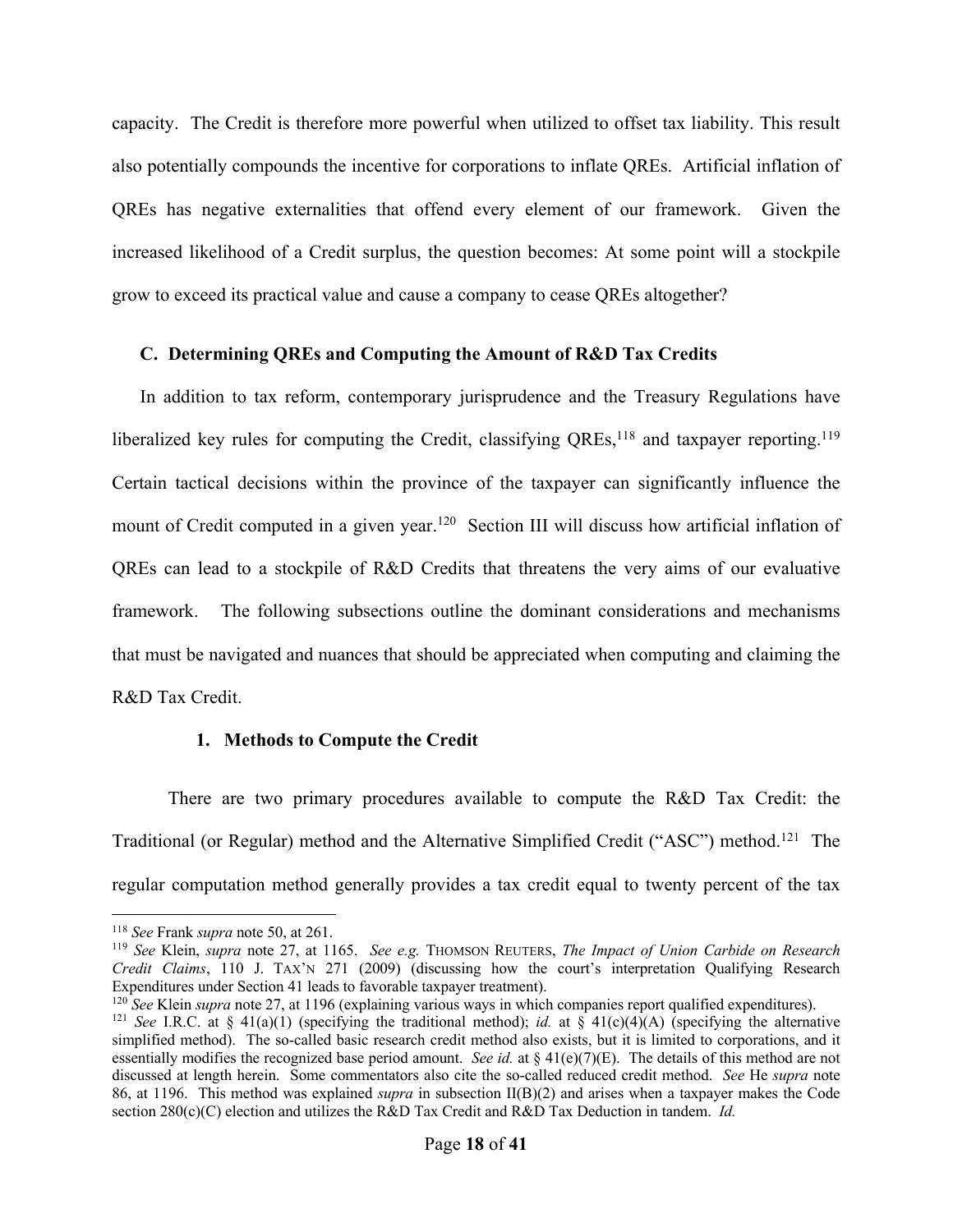capacity. The Credit is therefore more powerful when utilized to offset tax liability. This result also potentially compounds the incentive for corporations to inflate QREs. Artificial inflation of QREs has negative externalities that offend every element of our framework. Given the increased likelihood of a Credit surplus, the question becomes: At some point will a stockpile grow to exceed its practical value and cause a company to cease QREs altogether?

### C. Determining QREs and Computing the Amount of R&D Tax Credits

In addition to tax reform, contemporary jurisprudence and the Treasury Regulations have liberalized key rules for computing the Credit, classifying QREs,[118] and taxpayer reporting.[119] Certain tactical decisions within the province of the taxpayer can significantly influence the mount of Credit computed in a given year.[120] Section III will discuss how artificial inflation of QREs can lead to a stockpile of R&D Credits that threatens the very aims of our evaluative framework. The following subsections outline the dominant considerations and mechanisms that must be navigated and nuances that should be appreciated when computing and claiming the R&D Tax Credit.

#### 1. Methods to Compute the Credit

There are two primary procedures available to compute the R&D Tax Credit: the Traditional (or Regular) method and the Alternative Simplified Credit ("ASC") method.[121] The regular computation method generally provides a tax credit equal to twenty percent of the tax

---

[118] *See* Frank *supra* note 50, at 261.

[119] *See* Klein, *supra* note 27, at 1165. *See e.g.* THOMSON REUTERS, *The Impact of Union Carbide on Research Credit Claims*, 110 J. TAX'N 271 (2009) (discussing how the court's interpretation Qualifying Research Expenditures under Section 41 leads to favorable taxpayer treatment).

[120] *See* Klein *supra* note 27, at 1196 (explaining various ways in which companies report qualified expenditures).

[121] *See* I.R.C. at § 41(a)(1) (specifying the traditional method); *id.* at § 41(c)(4)(A) (specifying the alternative simplified method). The so-called basic research credit method also exists, but it is limited to corporations, and it essentially modifies the recognized base period amount. *See id.* at § 41(e)(7)(E). The details of this method are not discussed at length herein. Some commentators also cite the so-called reduced credit method. *See* He *supra* note 86, at 1196. This method was explained *supra* in subsection II(B)(2) and arises when a taxpayer makes the Code section 280(c)(C) election and utilizes the R&D Tax Credit and R&D Tax Deduction in tandem. *Id.*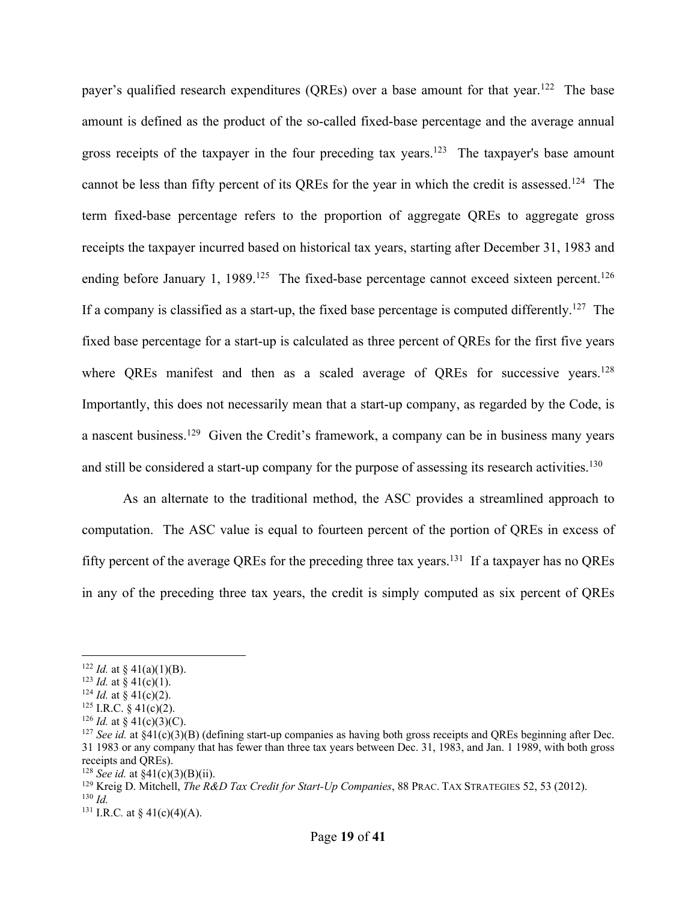payer's qualified research expenditures (QREs) over a base amount for that year.[122] The base amount is defined as the product of the so-called fixed-base percentage and the average annual gross receipts of the taxpayer in the four preceding tax years.[123] The taxpayer's base amount cannot be less than fifty percent of its QREs for the year in which the credit is assessed.[124] The term fixed-base percentage refers to the proportion of aggregate QREs to aggregate gross receipts the taxpayer incurred based on historical tax years, starting after December 31, 1983 and ending before January 1, 1989.[125] The fixed-base percentage cannot exceed sixteen percent.[126] If a company is classified as a start-up, the fixed base percentage is computed differently.[127] The fixed base percentage for a start-up is calculated as three percent of QREs for the first five years where QREs manifest and then as a scaled average of QREs for successive years.[128] Importantly, this does not necessarily mean that a start-up company, as regarded by the Code, is a nascent business.[129] Given the Credit's framework, a company can be in business many years and still be considered a start-up company for the purpose of assessing its research activities.[130]

As an alternate to the traditional method, the ASC provides a streamlined approach to computation. The ASC value is equal to fourteen percent of the portion of QREs in excess of fifty percent of the average QREs for the preceding three tax years.[131] If a taxpayer has no QREs in any of the preceding three tax years, the credit is simply computed as six percent of QREs

---

[122] *Id.* at § 41(a)(1)(B).
[123] *Id.* at § 41(c)(1).
[124] *Id.* at § 41(c)(2).
[125] I.R.C. § 41(c)(2).
[126] *Id.* at § 41(c)(3)(C).
[127] *See id.* at §41(c)(3)(B) (defining start-up companies as having both gross receipts and QREs beginning after Dec. 31 1983 or any company that has fewer than three tax years between Dec. 31, 1983, and Jan. 1 1989, with both gross receipts and QREs).
[128] *See id.* at §41(c)(3)(B)(ii).
[129] Kreig D. Mitchell, *The R&D Tax Credit for Start-Up Companies*, 88 PRAC. TAX STRATEGIES 52, 53 (2012).
[130] *Id.*
[131] I.R.C. at § 41(c)(4)(A).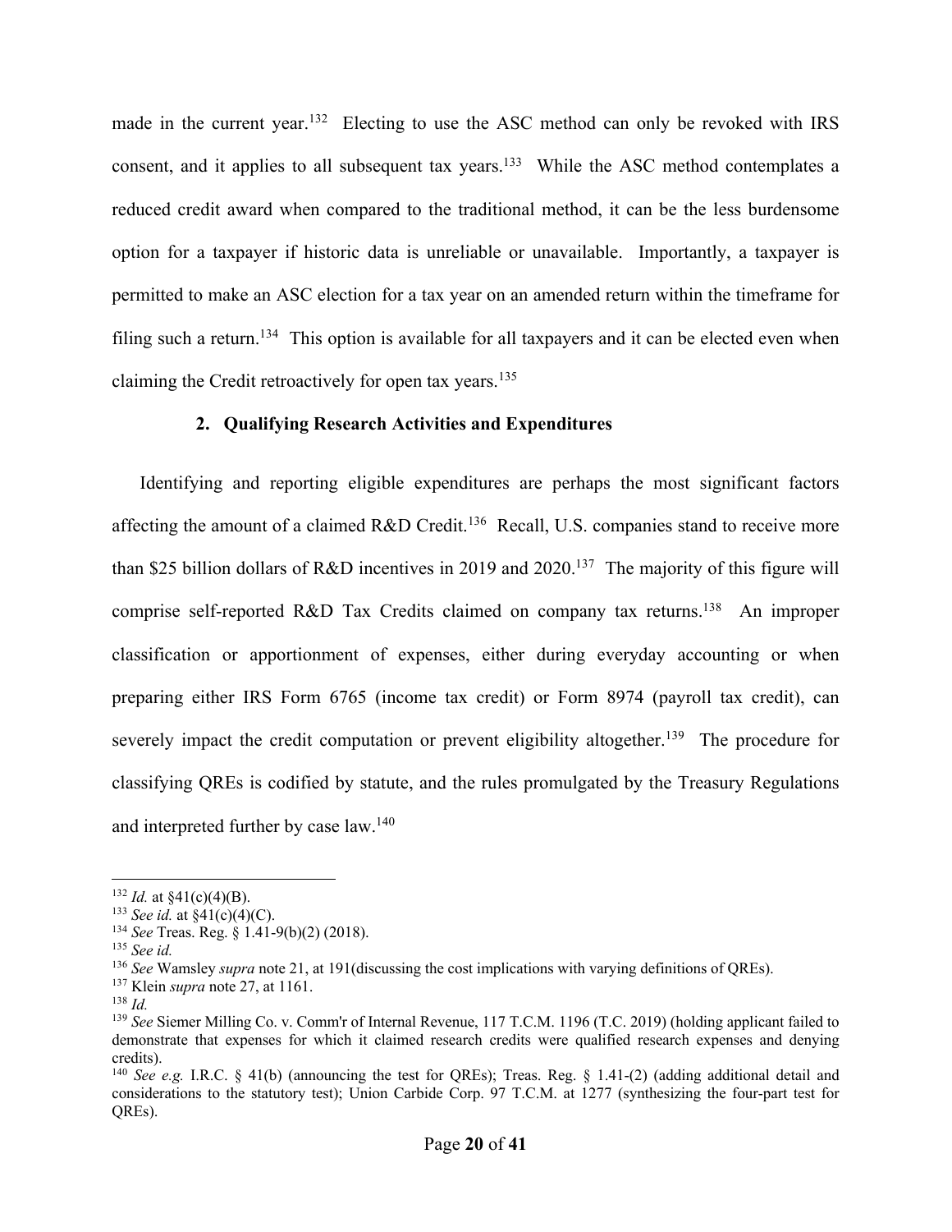made in the current year.[132] Electing to use the ASC method can only be revoked with IRS consent, and it applies to all subsequent tax years.[133] While the ASC method contemplates a reduced credit award when compared to the traditional method, it can be the less burdensome option for a taxpayer if historic data is unreliable or unavailable. Importantly, a taxpayer is permitted to make an ASC election for a tax year on an amended return within the timeframe for filing such a return.[134] This option is available for all taxpayers and it can be elected even when claiming the Credit retroactively for open tax years.[135]

### 2. Qualifying Research Activities and Expenditures

Identifying and reporting eligible expenditures are perhaps the most significant factors affecting the amount of a claimed R&D Credit.[136] Recall, U.S. companies stand to receive more than $25 billion dollars of R&D incentives in 2019 and 2020.[137] The majority of this figure will comprise self-reported R&D Tax Credits claimed on company tax returns.[138] An improper classification or apportionment of expenses, either during everyday accounting or when preparing either IRS Form 6765 (income tax credit) or Form 8974 (payroll tax credit), can severely impact the credit computation or prevent eligibility altogether.[139] The procedure for classifying QREs is codified by statute, and the rules promulgated by the Treasury Regulations and interpreted further by case law.[140]

---

[132] *Id.* at §41(c)(4)(B).
[133] *See id.* at §41(c)(4)(C).
[134] *See* Treas. Reg. § 1.41-9(b)(2) (2018).
[135] *See id.*
[136] *See* Wamsley *supra* note 21, at 191(discussing the cost implications with varying definitions of QREs).
[137] Klein *supra* note 27, at 1161.
[138] *Id.*
[139] *See* Siemer Milling Co. v. Comm'r of Internal Revenue, 117 T.C.M. 1196 (T.C. 2019) (holding applicant failed to demonstrate that expenses for which it claimed research credits were qualified research expenses and denying credits).
[140] *See e.g.* I.R.C. § 41(b) (announcing the test for QREs); Treas. Reg. § 1.41-(2) (adding additional detail and considerations to the statutory test); Union Carbide Corp. 97 T.C.M. at 1277 (synthesizing the four-part test for QREs).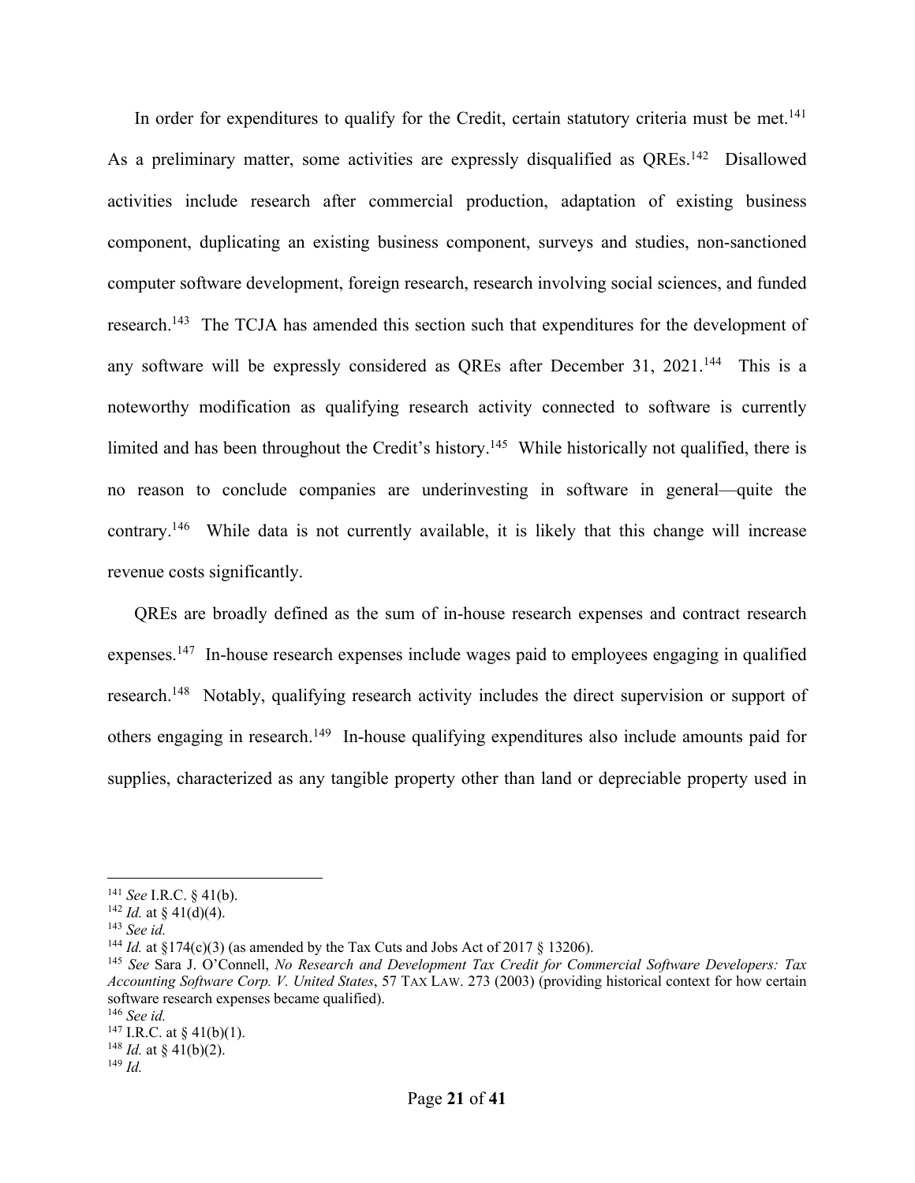In order for expenditures to qualify for the Credit, certain statutory criteria must be met.[141] As a preliminary matter, some activities are expressly disqualified as QREs.[142] Disallowed activities include research after commercial production, adaptation of existing business component, duplicating an existing business component, surveys and studies, non-sanctioned computer software development, foreign research, research involving social sciences, and funded research.[143] The TCJA has amended this section such that expenditures for the development of any software will be expressly considered as QREs after December 31, 2021.[144] This is a noteworthy modification as qualifying research activity connected to software is currently limited and has been throughout the Credit's history.[145] While historically not qualified, there is no reason to conclude companies are underinvesting in software in general—quite the contrary.[146] While data is not currently available, it is likely that this change will increase revenue costs significantly.

QREs are broadly defined as the sum of in-house research expenses and contract research expenses.[147] In-house research expenses include wages paid to employees engaging in qualified research.[148] Notably, qualifying research activity includes the direct supervision or support of others engaging in research.[149] In-house qualifying expenditures also include amounts paid for supplies, characterized as any tangible property other than land or depreciable property used in

---

[141] *See* I.R.C. § 41(b).
[142] *Id.* at § 41(d)(4).
[143] *See id.*
[144] *Id.* at §174(c)(3) (as amended by the Tax Cuts and Jobs Act of 2017 § 13206).
[145] *See* Sara J. O'Connell, *No Research and Development Tax Credit for Commercial Software Developers: Tax Accounting Software Corp. V. United States*, 57 TAX LAW. 273 (2003) (providing historical context for how certain software research expenses became qualified).
[146] *See id.*
[147] I.R.C. at § 41(b)(1).
[148] *Id.* at § 41(b)(2).
[149] *Id.*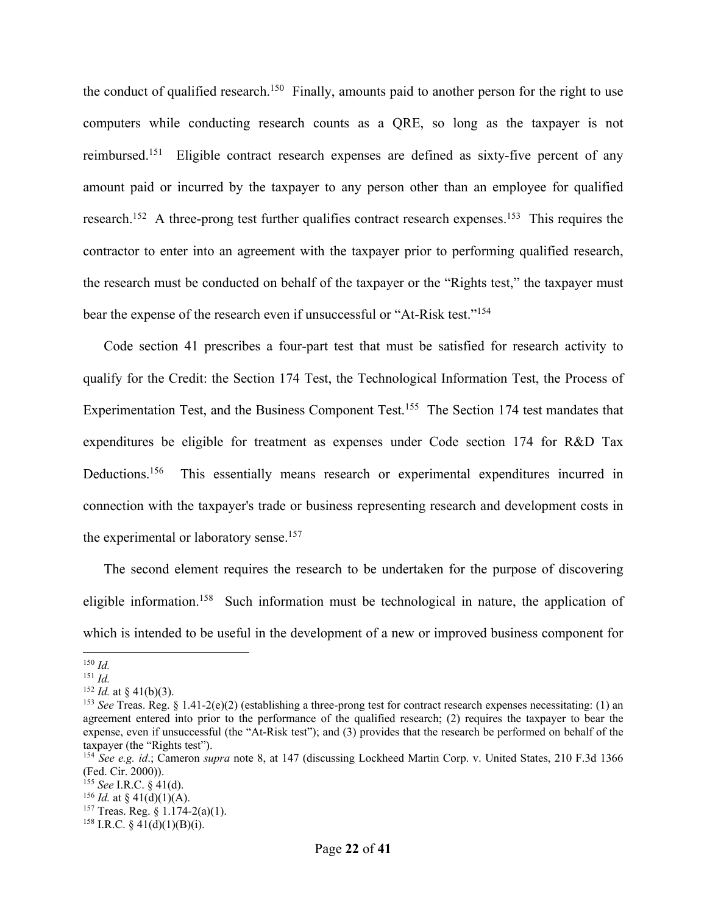the conduct of qualified research.[150] Finally, amounts paid to another person for the right to use computers while conducting research counts as a QRE, so long as the taxpayer is not reimbursed.[151] Eligible contract research expenses are defined as sixty-five percent of any amount paid or incurred by the taxpayer to any person other than an employee for qualified research.[152] A three-prong test further qualifies contract research expenses.[153] This requires the contractor to enter into an agreement with the taxpayer prior to performing qualified research, the research must be conducted on behalf of the taxpayer or the "Rights test," the taxpayer must bear the expense of the research even if unsuccessful or "At-Risk test."[154]

Code section 41 prescribes a four-part test that must be satisfied for research activity to qualify for the Credit: the Section 174 Test, the Technological Information Test, the Process of Experimentation Test, and the Business Component Test.[155] The Section 174 test mandates that expenditures be eligible for treatment as expenses under Code section 174 for R&D Tax Deductions.[156] This essentially means research or experimental expenditures incurred in connection with the taxpayer's trade or business representing research and development costs in the experimental or laboratory sense.[157]

The second element requires the research to be undertaken for the purpose of discovering eligible information.[158] Such information must be technological in nature, the application of which is intended to be useful in the development of a new or improved business component for

---

[150] *Id.*

[151] *Id.*

[152] *Id.* at § 41(b)(3).

[153] *See* Treas. Reg. § 1.41-2(e)(2) (establishing a three-prong test for contract research expenses necessitating: (1) an agreement entered into prior to the performance of the qualified research; (2) requires the taxpayer to bear the expense, even if unsuccessful (the "At-Risk test"); and (3) provides that the research be performed on behalf of the taxpayer (the "Rights test").

[154] *See e.g. id.*; Cameron *supra* note 8, at 147 (discussing Lockheed Martin Corp. v. United States, 210 F.3d 1366 (Fed. Cir. 2000)).

[155] *See* I.R.C. § 41(d).

[156] *Id.* at § 41(d)(1)(A).

[157] Treas. Reg. § 1.174-2(a)(1).

[158] I.R.C. § 41(d)(1)(B)(i).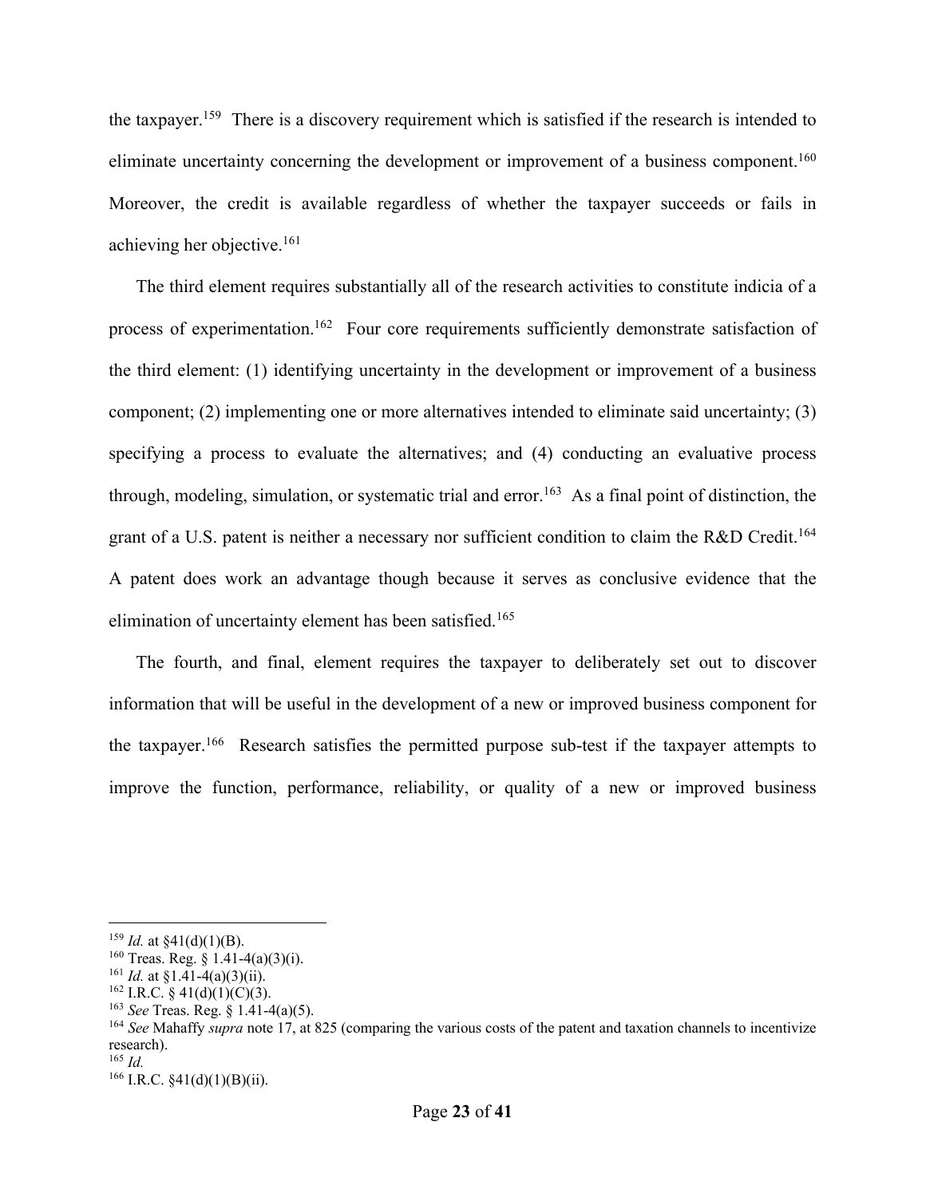the taxpayer.[159] There is a discovery requirement which is satisfied if the research is intended to eliminate uncertainty concerning the development or improvement of a business component.[160] Moreover, the credit is available regardless of whether the taxpayer succeeds or fails in achieving her objective.[161]

The third element requires substantially all of the research activities to constitute indicia of a process of experimentation.[162] Four core requirements sufficiently demonstrate satisfaction of the third element: (1) identifying uncertainty in the development or improvement of a business component; (2) implementing one or more alternatives intended to eliminate said uncertainty; (3) specifying a process to evaluate the alternatives; and (4) conducting an evaluative process through, modeling, simulation, or systematic trial and error.[163] As a final point of distinction, the grant of a U.S. patent is neither a necessary nor sufficient condition to claim the R&D Credit.[164] A patent does work an advantage though because it serves as conclusive evidence that the elimination of uncertainty element has been satisfied.[165]

The fourth, and final, element requires the taxpayer to deliberately set out to discover information that will be useful in the development of a new or improved business component for the taxpayer.[166] Research satisfies the permitted purpose sub-test if the taxpayer attempts to improve the function, performance, reliability, or quality of a new or improved business

---

[159] *Id.* at §41(d)(1)(B).

[160] Treas. Reg. § 1.41-4(a)(3)(i).

[161] *Id.* at §1.41-4(a)(3)(ii).

[162] I.R.C. § 41(d)(1)(C)(3).

[163] *See* Treas. Reg. § 1.41-4(a)(5).

[164] *See* Mahaffy *supra* note 17, at 825 (comparing the various costs of the patent and taxation channels to incentivize research).

[165] *Id.*

[166] I.R.C. §41(d)(1)(B)(ii).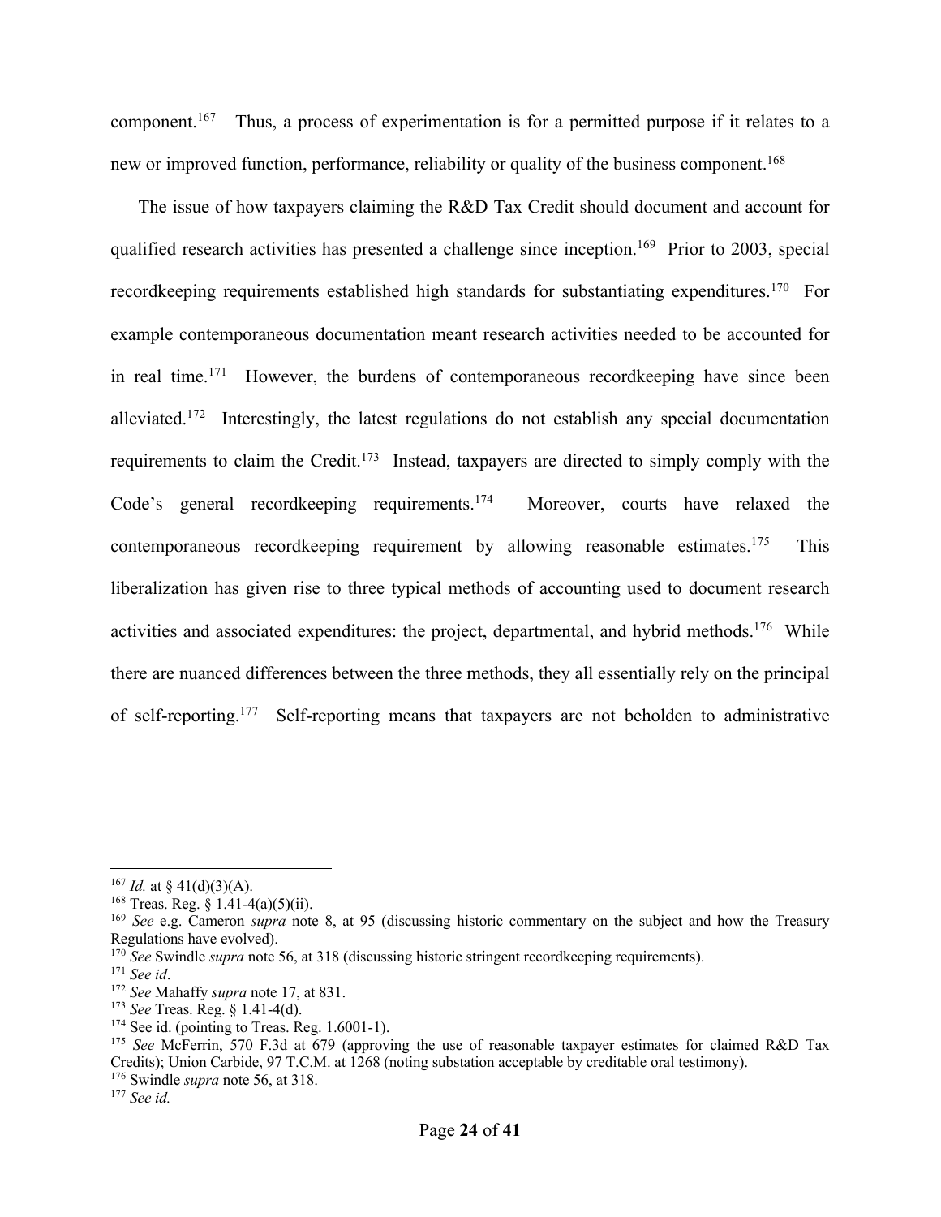component.[167] Thus, a process of experimentation is for a permitted purpose if it relates to a new or improved function, performance, reliability or quality of the business component.[168]

The issue of how taxpayers claiming the R&D Tax Credit should document and account for qualified research activities has presented a challenge since inception.[169] Prior to 2003, special recordkeeping requirements established high standards for substantiating expenditures.[170] For example contemporaneous documentation meant research activities needed to be accounted for in real time.[171] However, the burdens of contemporaneous recordkeeping have since been alleviated.[172] Interestingly, the latest regulations do not establish any special documentation requirements to claim the Credit.[173] Instead, taxpayers are directed to simply comply with the Code's general recordkeeping requirements.[174] Moreover, courts have relaxed the contemporaneous recordkeeping requirement by allowing reasonable estimates.[175] This liberalization has given rise to three typical methods of accounting used to document research activities and associated expenditures: the project, departmental, and hybrid methods.[176] While there are nuanced differences between the three methods, they all essentially rely on the principal of self-reporting.[177] Self-reporting means that taxpayers are not beholden to administrative

---

[167] *Id.* at § 41(d)(3)(A).

[168] Treas. Reg. § 1.41-4(a)(5)(ii).

[169] *See* e.g. Cameron *supra* note 8, at 95 (discussing historic commentary on the subject and how the Treasury Regulations have evolved).

[170] *See* Swindle *supra* note 56, at 318 (discussing historic stringent recordkeeping requirements).

[171] *See id*.

[172] *See* Mahaffy *supra* note 17, at 831.

[173] *See* Treas. Reg. § 1.41-4(d).

[174] See id. (pointing to Treas. Reg. 1.6001-1).

[175] *See* McFerrin, 570 F.3d at 679 (approving the use of reasonable taxpayer estimates for claimed R&D Tax Credits); Union Carbide, 97 T.C.M. at 1268 (noting substation acceptable by creditable oral testimony).

[176] Swindle *supra* note 56, at 318.

[177] *See id.*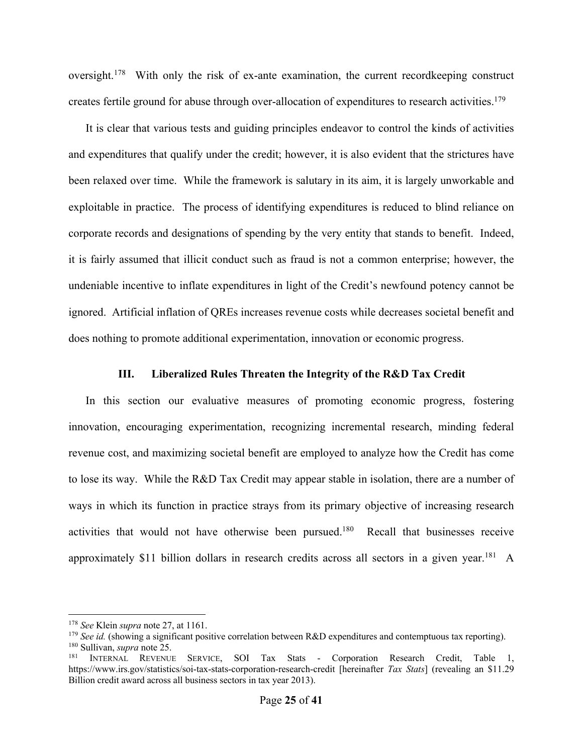oversight.[178] With only the risk of ex-ante examination, the current recordkeeping construct creates fertile ground for abuse through over-allocation of expenditures to research activities.[179]

It is clear that various tests and guiding principles endeavor to control the kinds of activities and expenditures that qualify under the credit; however, it is also evident that the strictures have been relaxed over time. While the framework is salutary in its aim, it is largely unworkable and exploitable in practice. The process of identifying expenditures is reduced to blind reliance on corporate records and designations of spending by the very entity that stands to benefit. Indeed, it is fairly assumed that illicit conduct such as fraud is not a common enterprise; however, the undeniable incentive to inflate expenditures in light of the Credit's newfound potency cannot be ignored. Artificial inflation of QREs increases revenue costs while decreases societal benefit and does nothing to promote additional experimentation, innovation or economic progress.

## III. Liberalized Rules Threaten the Integrity of the R&D Tax Credit

In this section our evaluative measures of promoting economic progress, fostering innovation, encouraging experimentation, recognizing incremental research, minding federal revenue cost, and maximizing societal benefit are employed to analyze how the Credit has come to lose its way. While the R&D Tax Credit may appear stable in isolation, there are a number of ways in which its function in practice strays from its primary objective of increasing research activities that would not have otherwise been pursued.[180] Recall that businesses receive approximately $11 billion dollars in research credits across all sectors in a given year.[181] A

---

[178] *See* Klein *supra* note 27, at 1161.

[179] *See id.* (showing a significant positive correlation between R&D expenditures and contemptuous tax reporting).

[180] Sullivan, *supra* note 25.

[181] INTERNAL REVENUE SERVICE, SOI Tax Stats - Corporation Research Credit, Table 1, https://www.irs.gov/statistics/soi-tax-stats-corporation-research-credit [hereinafter *Tax Stats*] (revealing an $11.29 Billion credit award across all business sectors in tax year 2013).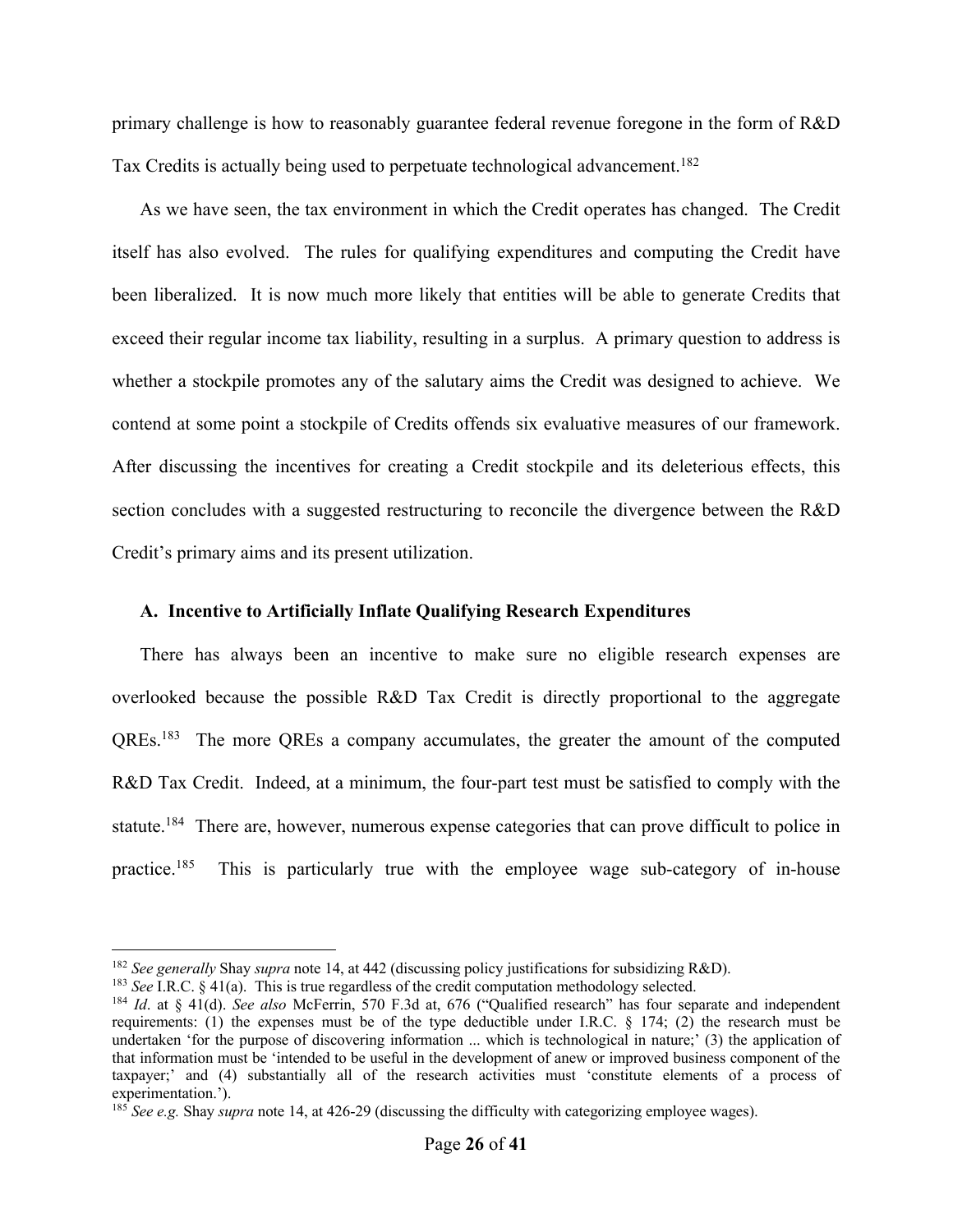primary challenge is how to reasonably guarantee federal revenue foregone in the form of R&D Tax Credits is actually being used to perpetuate technological advancement.[182]

As we have seen, the tax environment in which the Credit operates has changed. The Credit itself has also evolved. The rules for qualifying expenditures and computing the Credit have been liberalized. It is now much more likely that entities will be able to generate Credits that exceed their regular income tax liability, resulting in a surplus. A primary question to address is whether a stockpile promotes any of the salutary aims the Credit was designed to achieve. We contend at some point a stockpile of Credits offends six evaluative measures of our framework. After discussing the incentives for creating a Credit stockpile and its deleterious effects, this section concludes with a suggested restructuring to reconcile the divergence between the R&D Credit's primary aims and its present utilization.

### A. Incentive to Artificially Inflate Qualifying Research Expenditures

There has always been an incentive to make sure no eligible research expenses are overlooked because the possible R&D Tax Credit is directly proportional to the aggregate QREs.[183] The more QREs a company accumulates, the greater the amount of the computed R&D Tax Credit. Indeed, at a minimum, the four-part test must be satisfied to comply with the statute.[184] There are, however, numerous expense categories that can prove difficult to police in practice.[185] This is particularly true with the employee wage sub-category of in-house

---

[182] *See generally* Shay *supra* note 14, at 442 (discussing policy justifications for subsidizing R&D).

[183] *See* I.R.C. § 41(a). This is true regardless of the credit computation methodology selected.

[184] *Id*. at § 41(d). *See also* McFerrin, 570 F.3d at, 676 ("Qualified research" has four separate and independent requirements: (1) the expenses must be of the type deductible under I.R.C. § 174; (2) the research must be undertaken 'for the purpose of discovering information ... which is technological in nature;' (3) the application of that information must be 'intended to be useful in the development of anew or improved business component of the taxpayer;' and (4) substantially all of the research activities must 'constitute elements of a process of experimentation.').

[185] *See e.g.* Shay *supra* note 14, at 426-29 (discussing the difficulty with categorizing employee wages).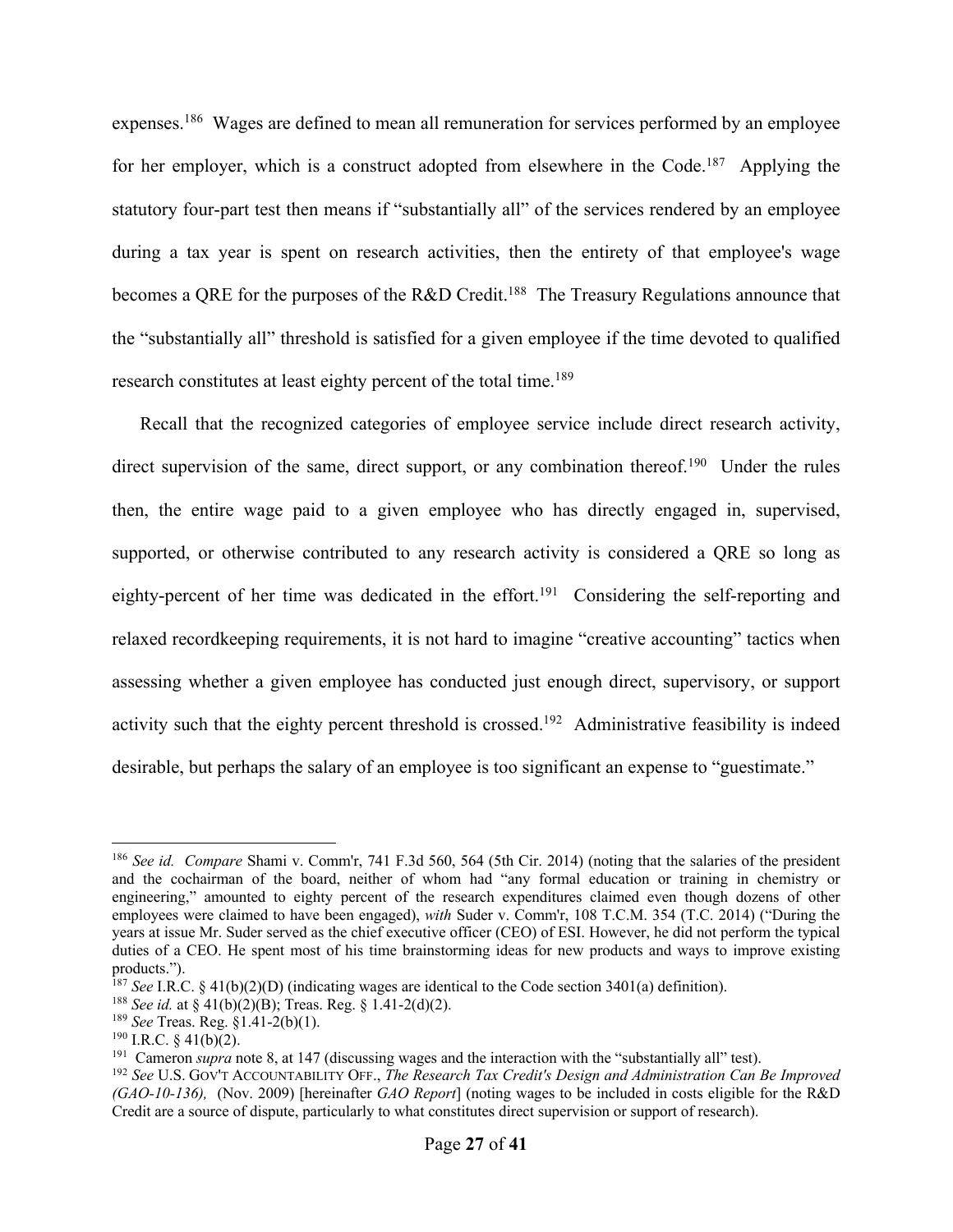expenses.[186] Wages are defined to mean all remuneration for services performed by an employee for her employer, which is a construct adopted from elsewhere in the Code.[187] Applying the statutory four-part test then means if "substantially all" of the services rendered by an employee during a tax year is spent on research activities, then the entirety of that employee's wage becomes a QRE for the purposes of the R&D Credit.[188] The Treasury Regulations announce that the "substantially all" threshold is satisfied for a given employee if the time devoted to qualified research constitutes at least eighty percent of the total time.[189]

Recall that the recognized categories of employee service include direct research activity, direct supervision of the same, direct support, or any combination thereof.[190] Under the rules then, the entire wage paid to a given employee who has directly engaged in, supervised, supported, or otherwise contributed to any research activity is considered a QRE so long as eighty-percent of her time was dedicated in the effort.[191] Considering the self-reporting and relaxed recordkeeping requirements, it is not hard to imagine "creative accounting" tactics when assessing whether a given employee has conducted just enough direct, supervisory, or support activity such that the eighty percent threshold is crossed.[192] Administrative feasibility is indeed desirable, but perhaps the salary of an employee is too significant an expense to "guestimate."

---

[186] *See id. Compare* Shami v. Comm'r, 741 F.3d 560, 564 (5th Cir. 2014) (noting that the salaries of the president and the cochairman of the board, neither of whom had "any formal education or training in chemistry or engineering," amounted to eighty percent of the research expenditures claimed even though dozens of other employees were claimed to have been engaged), *with* Suder v. Comm'r, 108 T.C.M. 354 (T.C. 2014) ("During the years at issue Mr. Suder served as the chief executive officer (CEO) of ESI. However, he did not perform the typical duties of a CEO. He spent most of his time brainstorming ideas for new products and ways to improve existing products.").

[187] *See* I.R.C. § 41(b)(2)(D) (indicating wages are identical to the Code section 3401(a) definition).

[188] *See id.* at § 41(b)(2)(B); Treas. Reg. § 1.41-2(d)(2).

[189] *See* Treas. Reg. §1.41-2(b)(1).

[190] I.R.C. § 41(b)(2).

[191] Cameron *supra* note 8, at 147 (discussing wages and the interaction with the "substantially all" test).

[192] *See* U.S. GOV'T ACCOUNTABILITY OFF., *The Research Tax Credit's Design and Administration Can Be Improved (GAO-10-136),* (Nov. 2009) [hereinafter *GAO Report*] (noting wages to be included in costs eligible for the R&D Credit are a source of dispute, particularly to what constitutes direct supervision or support of research).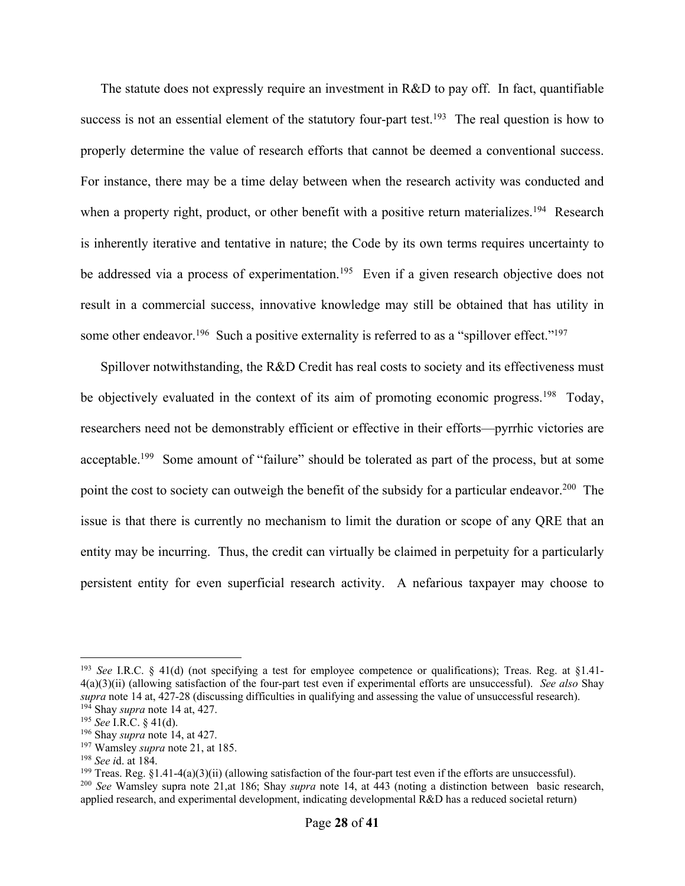The statute does not expressly require an investment in R&D to pay off. In fact, quantifiable success is not an essential element of the statutory four-part test.[193] The real question is how to properly determine the value of research efforts that cannot be deemed a conventional success. For instance, there may be a time delay between when the research activity was conducted and when a property right, product, or other benefit with a positive return materializes.[194] Research is inherently iterative and tentative in nature; the Code by its own terms requires uncertainty to be addressed via a process of experimentation.[195] Even if a given research objective does not result in a commercial success, innovative knowledge may still be obtained that has utility in some other endeavor.[196] Such a positive externality is referred to as a "spillover effect."[197]

Spillover notwithstanding, the R&D Credit has real costs to society and its effectiveness must be objectively evaluated in the context of its aim of promoting economic progress.[198] Today, researchers need not be demonstrably efficient or effective in their efforts—pyrrhic victories are acceptable.[199] Some amount of "failure" should be tolerated as part of the process, but at some point the cost to society can outweigh the benefit of the subsidy for a particular endeavor.[200] The issue is that there is currently no mechanism to limit the duration or scope of any QRE that an entity may be incurring. Thus, the credit can virtually be claimed in perpetuity for a particularly persistent entity for even superficial research activity. A nefarious taxpayer may choose to

---

[193] *See* I.R.C. § 41(d) (not specifying a test for employee competence or qualifications); Treas. Reg. at §1.41-4(a)(3)(ii) (allowing satisfaction of the four-part test even if experimental efforts are unsuccessful). *See also* Shay *supra* note 14 at, 427-28 (discussing difficulties in qualifying and assessing the value of unsuccessful research).

[194] Shay *supra* note 14 at, 427.

[195] *See* I.R.C. § 41(d).

[196] Shay *supra* note 14, at 427.

[197] Wamsley *supra* note 21, at 185.

[198] *See i*d. at 184.

[199] Treas. Reg. §1.41-4(a)(3)(ii) (allowing satisfaction of the four-part test even if the efforts are unsuccessful).

[200] *See* Wamsley supra note 21,at 186; Shay *supra* note 14, at 443 (noting a distinction between basic research, applied research, and experimental development, indicating developmental R&D has a reduced societal return)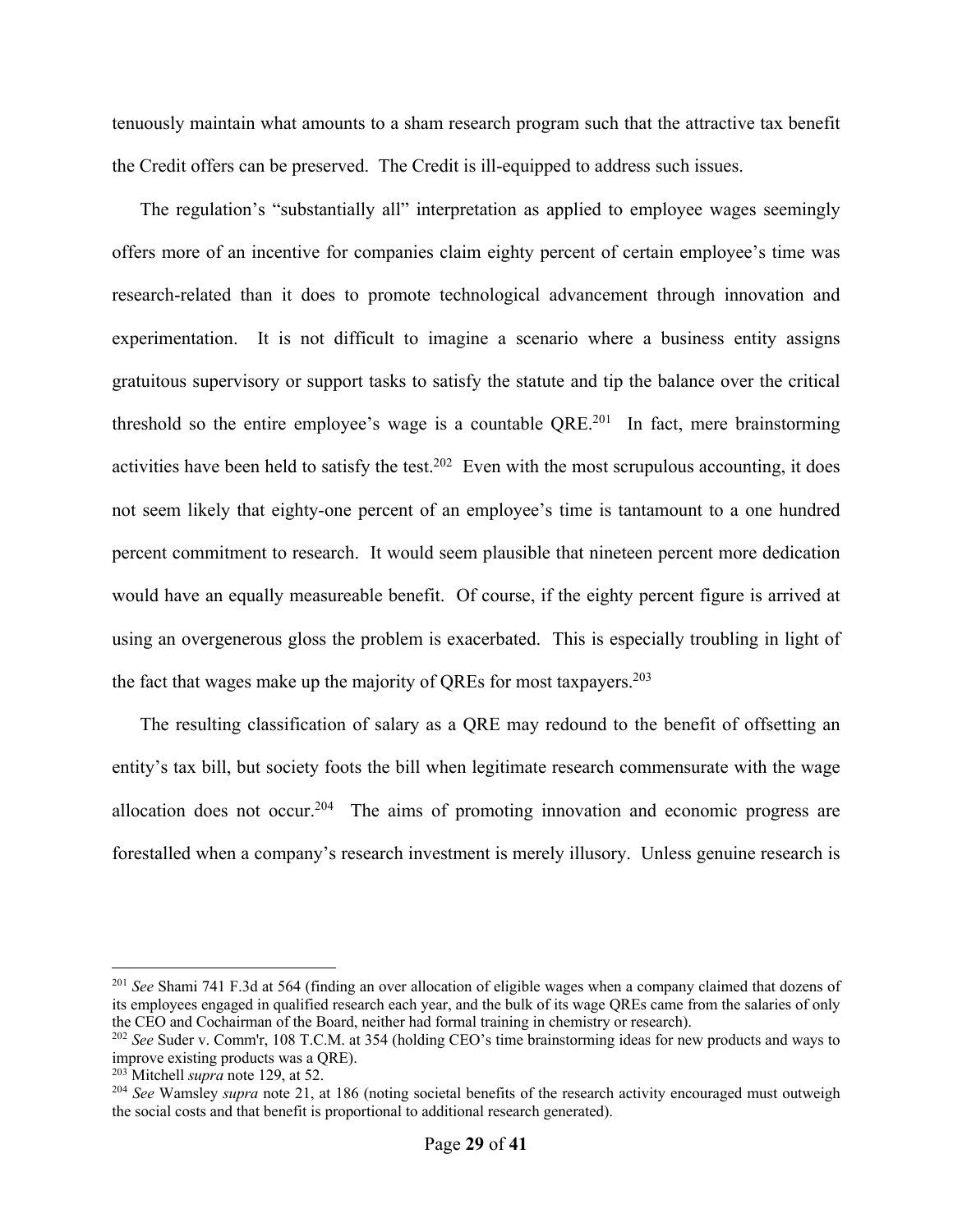tenuously maintain what amounts to a sham research program such that the attractive tax benefit the Credit offers can be preserved. The Credit is ill-equipped to address such issues.

The regulation's "substantially all" interpretation as applied to employee wages seemingly offers more of an incentive for companies claim eighty percent of certain employee's time was research-related than it does to promote technological advancement through innovation and experimentation. It is not difficult to imagine a scenario where a business entity assigns gratuitous supervisory or support tasks to satisfy the statute and tip the balance over the critical threshold so the entire employee's wage is a countable QRE.[201] In fact, mere brainstorming activities have been held to satisfy the test.[202] Even with the most scrupulous accounting, it does not seem likely that eighty-one percent of an employee's time is tantamount to a one hundred percent commitment to research. It would seem plausible that nineteen percent more dedication would have an equally measureable benefit. Of course, if the eighty percent figure is arrived at using an overgenerous gloss the problem is exacerbated. This is especially troubling in light of the fact that wages make up the majority of QREs for most taxpayers.[203]

The resulting classification of salary as a QRE may redound to the benefit of offsetting an entity's tax bill, but society foots the bill when legitimate research commensurate with the wage allocation does not occur.[204] The aims of promoting innovation and economic progress are forestalled when a company's research investment is merely illusory. Unless genuine research is

---

[201] *See* Shami 741 F.3d at 564 (finding an over allocation of eligible wages when a company claimed that dozens of its employees engaged in qualified research each year, and the bulk of its wage QREs came from the salaries of only the CEO and Cochairman of the Board, neither had formal training in chemistry or research).

[202] *See* Suder v. Comm'r, 108 T.C.M. at 354 (holding CEO's time brainstorming ideas for new products and ways to improve existing products was a QRE).

[203] Mitchell *supra* note 129, at 52.

[204] *See* Wamsley *supra* note 21, at 186 (noting societal benefits of the research activity encouraged must outweigh the social costs and that benefit is proportional to additional research generated).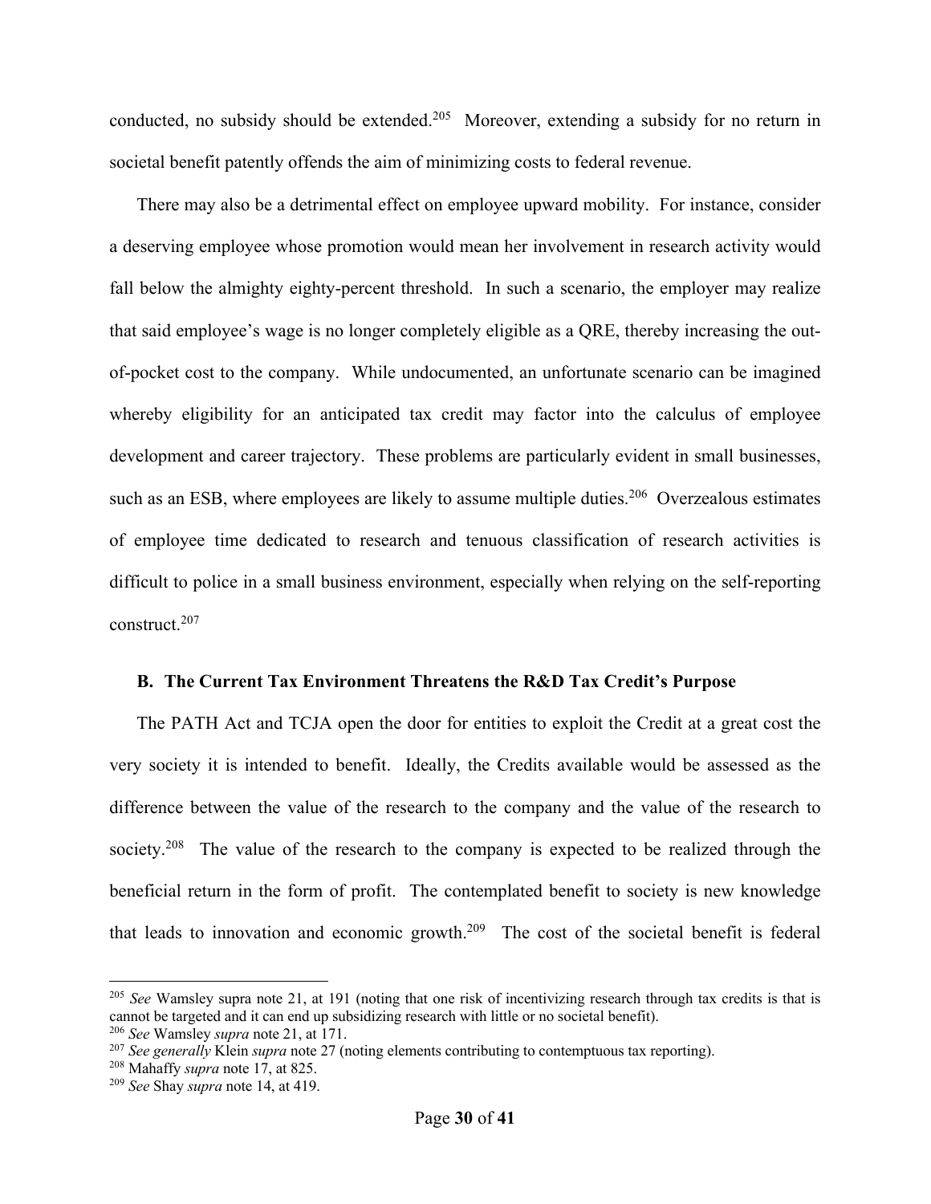conducted, no subsidy should be extended.[205] Moreover, extending a subsidy for no return in societal benefit patently offends the aim of minimizing costs to federal revenue.

There may also be a detrimental effect on employee upward mobility. For instance, consider a deserving employee whose promotion would mean her involvement in research activity would fall below the almighty eighty-percent threshold. In such a scenario, the employer may realize that said employee's wage is no longer completely eligible as a QRE, thereby increasing the out-of-pocket cost to the company. While undocumented, an unfortunate scenario can be imagined whereby eligibility for an anticipated tax credit may factor into the calculus of employee development and career trajectory. These problems are particularly evident in small businesses, such as an ESB, where employees are likely to assume multiple duties.[206] Overzealous estimates of employee time dedicated to research and tenuous classification of research activities is difficult to police in a small business environment, especially when relying on the self-reporting construct.[207]

### B. The Current Tax Environment Threatens the R&D Tax Credit's Purpose

The PATH Act and TCJA open the door for entities to exploit the Credit at a great cost the very society it is intended to benefit. Ideally, the Credits available would be assessed as the difference between the value of the research to the company and the value of the research to society.[208] The value of the research to the company is expected to be realized through the beneficial return in the form of profit. The contemplated benefit to society is new knowledge that leads to innovation and economic growth.[209] The cost of the societal benefit is federal

---

[205] *See* Wamsley supra note 21, at 191 (noting that one risk of incentivizing research through tax credits is that is cannot be targeted and it can end up subsidizing research with little or no societal benefit).

[206] *See* Wamsley *supra* note 21, at 171.

[207] *See generally* Klein *supra* note 27 (noting elements contributing to contemptuous tax reporting).

[208] Mahaffy *supra* note 17, at 825.

[209] *See* Shay *supra* note 14, at 419.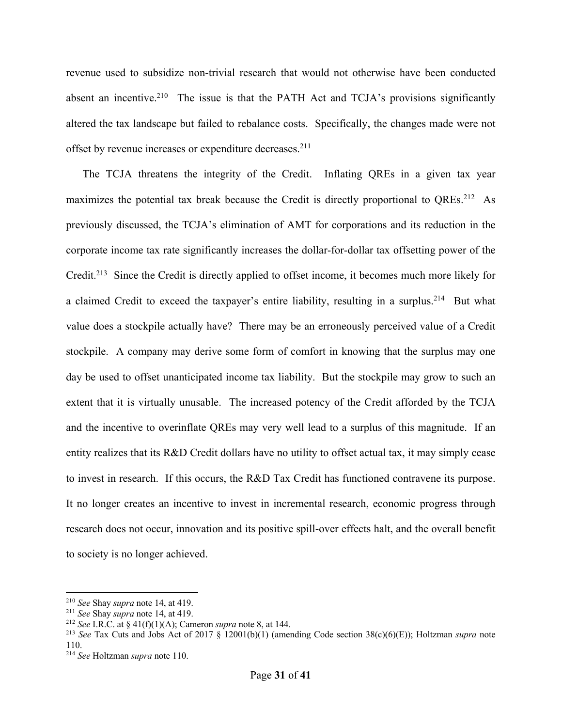revenue used to subsidize non-trivial research that would not otherwise have been conducted absent an incentive.[210] The issue is that the PATH Act and TCJA's provisions significantly altered the tax landscape but failed to rebalance costs. Specifically, the changes made were not offset by revenue increases or expenditure decreases.[211]

The TCJA threatens the integrity of the Credit. Inflating QREs in a given tax year maximizes the potential tax break because the Credit is directly proportional to QREs.[212] As previously discussed, the TCJA's elimination of AMT for corporations and its reduction in the corporate income tax rate significantly increases the dollar-for-dollar tax offsetting power of the Credit.[213] Since the Credit is directly applied to offset income, it becomes much more likely for a claimed Credit to exceed the taxpayer's entire liability, resulting in a surplus.[214] But what value does a stockpile actually have? There may be an erroneously perceived value of a Credit stockpile. A company may derive some form of comfort in knowing that the surplus may one day be used to offset unanticipated income tax liability. But the stockpile may grow to such an extent that it is virtually unusable. The increased potency of the Credit afforded by the TCJA and the incentive to overinflate QREs may very well lead to a surplus of this magnitude. If an entity realizes that its R&D Credit dollars have no utility to offset actual tax, it may simply cease to invest in research. If this occurs, the R&D Tax Credit has functioned contravene its purpose. It no longer creates an incentive to invest in incremental research, economic progress through research does not occur, innovation and its positive spill-over effects halt, and the overall benefit to society is no longer achieved.

---

[210] *See* Shay *supra* note 14, at 419.

[211] *See* Shay *supra* note 14, at 419.

[212] *See* I.R.C. at § 41(f)(1)(A); Cameron *supra* note 8, at 144.

[213] *See* Tax Cuts and Jobs Act of 2017 § 12001(b)(1) (amending Code section 38(c)(6)(E)); Holtzman *supra* note 110.

[214] *See* Holtzman *supra* note 110.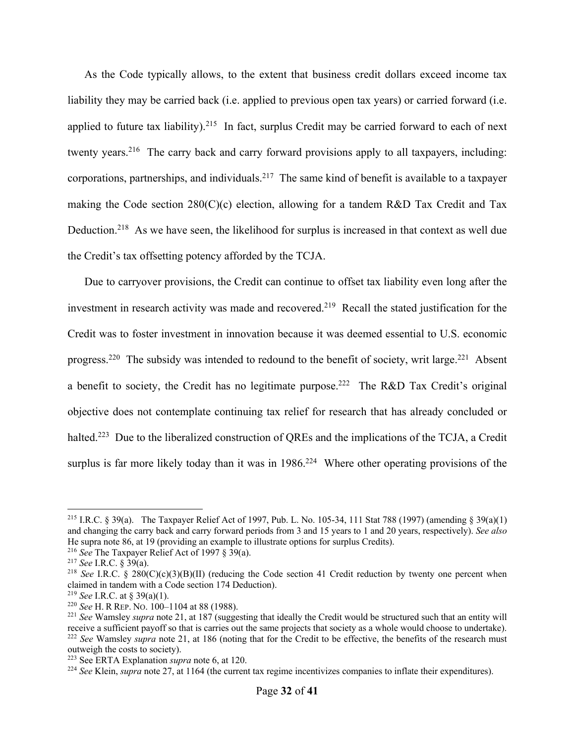As the Code typically allows, to the extent that business credit dollars exceed income tax liability they may be carried back (i.e. applied to previous open tax years) or carried forward (i.e. applied to future tax liability).[215] In fact, surplus Credit may be carried forward to each of next twenty years.[216] The carry back and carry forward provisions apply to all taxpayers, including: corporations, partnerships, and individuals.[217] The same kind of benefit is available to a taxpayer making the Code section 280(C)(c) election, allowing for a tandem R&D Tax Credit and Tax Deduction.[218] As we have seen, the likelihood for surplus is increased in that context as well due the Credit's tax offsetting potency afforded by the TCJA.

Due to carryover provisions, the Credit can continue to offset tax liability even long after the investment in research activity was made and recovered.[219] Recall the stated justification for the Credit was to foster investment in innovation because it was deemed essential to U.S. economic progress.[220] The subsidy was intended to redound to the benefit of society, writ large.[221] Absent a benefit to society, the Credit has no legitimate purpose.[222] The R&D Tax Credit's original objective does not contemplate continuing tax relief for research that has already concluded or halted.[223] Due to the liberalized construction of QREs and the implications of the TCJA, a Credit surplus is far more likely today than it was in 1986.[224] Where other operating provisions of the

---

[215] I.R.C. § 39(a). The Taxpayer Relief Act of 1997, Pub. L. No. 105-34, 111 Stat 788 (1997) (amending § 39(a)(1) and changing the carry back and carry forward periods from 3 and 15 years to 1 and 20 years, respectively). *See also* He supra note 86, at 19 (providing an example to illustrate options for surplus Credits).

[216] *See* The Taxpayer Relief Act of 1997 § 39(a).

[217] *See* I.R.C. § 39(a).

[218] *See* I.R.C. § 280(C)(c)(3)(B)(II) (reducing the Code section 41 Credit reduction by twenty one percent when claimed in tandem with a Code section 174 Deduction).

[219] *See* I.R.C. at § 39(a)(1).

[220] *See* H. R REP. NO. 100–1104 at 88 (1988).

[221] *See* Wamsley *supra* note 21, at 187 (suggesting that ideally the Credit would be structured such that an entity will receive a sufficient payoff so that is carries out the same projects that society as a whole would choose to undertake).

[222] *See* Wamsley *supra* note 21, at 186 (noting that for the Credit to be effective, the benefits of the research must outweigh the costs to society).

[223] See ERTA Explanation *supra* note 6, at 120.

[224] *See* Klein, *supra* note 27, at 1164 (the current tax regime incentivizes companies to inflate their expenditures).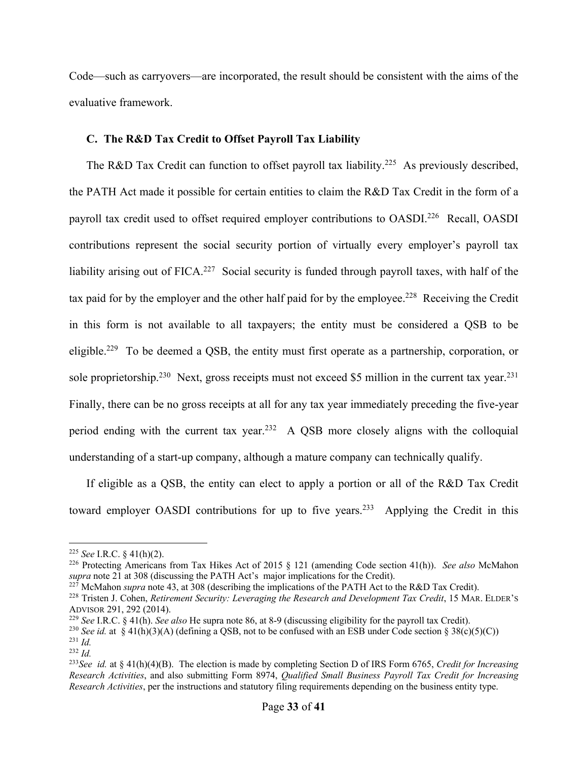Code—such as carryovers—are incorporated, the result should be consistent with the aims of the evaluative framework.

### C. The R&D Tax Credit to Offset Payroll Tax Liability

The R&D Tax Credit can function to offset payroll tax liability.[225] As previously described, the PATH Act made it possible for certain entities to claim the R&D Tax Credit in the form of a payroll tax credit used to offset required employer contributions to OASDI.[226] Recall, OASDI contributions represent the social security portion of virtually every employer's payroll tax liability arising out of FICA.[227] Social security is funded through payroll taxes, with half of the tax paid for by the employer and the other half paid for by the employee.[228] Receiving the Credit in this form is not available to all taxpayers; the entity must be considered a QSB to be eligible.[229] To be deemed a QSB, the entity must first operate as a partnership, corporation, or sole proprietorship.[230] Next, gross receipts must not exceed $5 million in the current tax year.[231] Finally, there can be no gross receipts at all for any tax year immediately preceding the five-year period ending with the current tax year.[232] A QSB more closely aligns with the colloquial understanding of a start-up company, although a mature company can technically qualify.

If eligible as a QSB, the entity can elect to apply a portion or all of the R&D Tax Credit toward employer OASDI contributions for up to five years.[233] Applying the Credit in this

---

[225] *See* I.R.C. § 41(h)(2).

[226] Protecting Americans from Tax Hikes Act of 2015 § 121 (amending Code section 41(h)). *See also* McMahon *supra* note 21 at 308 (discussing the PATH Act's major implications for the Credit).

[227] McMahon *supra* note 43, at 308 (describing the implications of the PATH Act to the R&D Tax Credit).

[228] Tristen J. Cohen, *Retirement Security: Leveraging the Research and Development Tax Credit*, 15 MAR. ELDER'S ADVISOR 291, 292 (2014).

[229] *See* I.R.C. § 41(h). *See also* He supra note 86, at 8-9 (discussing eligibility for the payroll tax Credit).

[230] *See id.* at § 41(h)(3)(A) (defining a QSB, not to be confused with an ESB under Code section § 38(c)(5)(C))

[231] *Id.*

[232] *Id.*

[233] *See id.* at § 41(h)(4)(B). The election is made by completing Section D of IRS Form 6765, *Credit for Increasing Research Activities*, and also submitting Form 8974, *Qualified Small Business Payroll Tax Credit for Increasing Research Activities*, per the instructions and statutory filing requirements depending on the business entity type.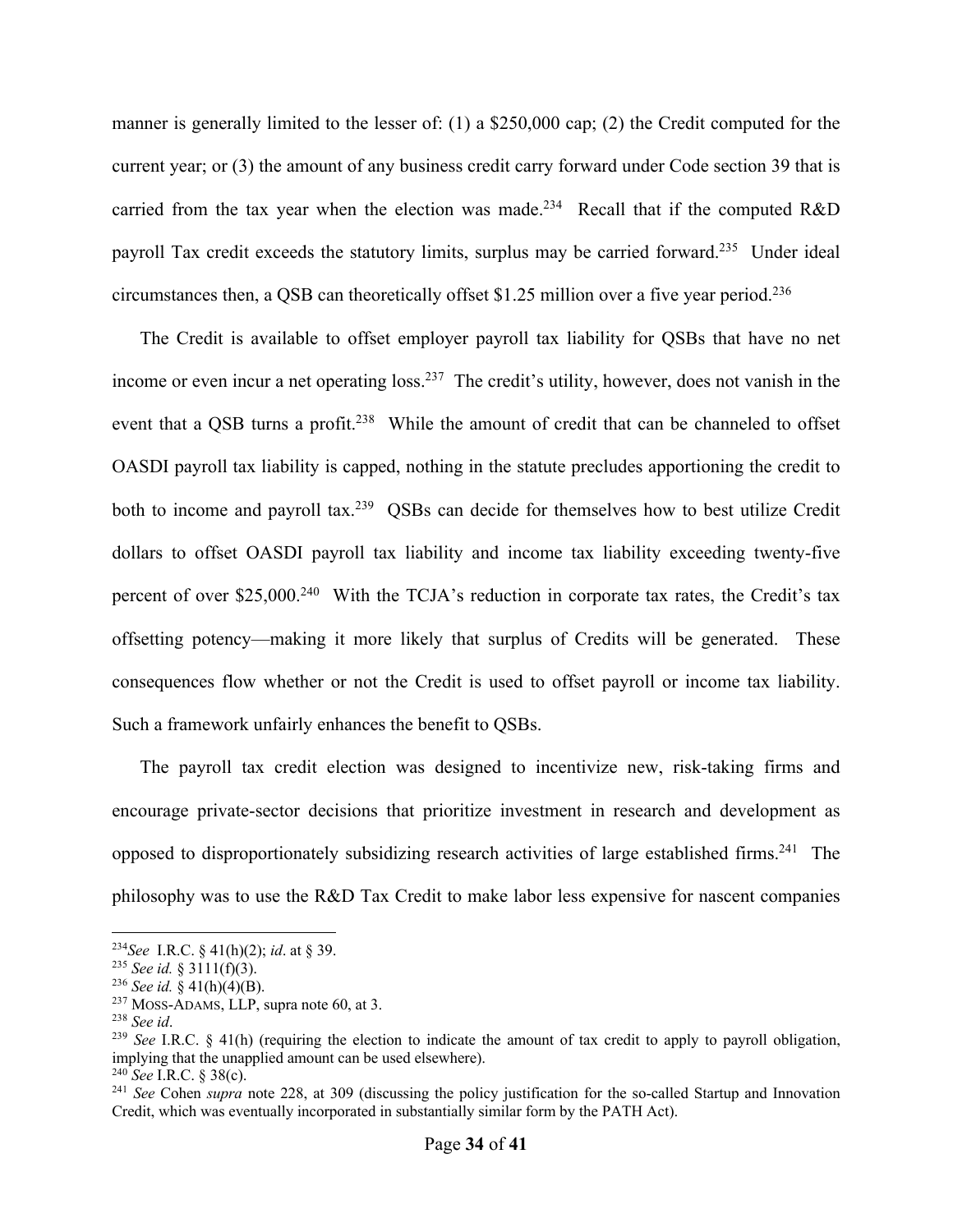manner is generally limited to the lesser of: (1) a $250,000 cap; (2) the Credit computed for the current year; or (3) the amount of any business credit carry forward under Code section 39 that is carried from the tax year when the election was made.[234] Recall that if the computed R&D payroll Tax credit exceeds the statutory limits, surplus may be carried forward.[235] Under ideal circumstances then, a QSB can theoretically offset $1.25 million over a five year period.[236]

The Credit is available to offset employer payroll tax liability for QSBs that have no net income or even incur a net operating loss.[237] The credit's utility, however, does not vanish in the event that a QSB turns a profit.[238] While the amount of credit that can be channeled to offset OASDI payroll tax liability is capped, nothing in the statute precludes apportioning the credit to both to income and payroll tax.[239] QSBs can decide for themselves how to best utilize Credit dollars to offset OASDI payroll tax liability and income tax liability exceeding twenty-five percent of over $25,000.[240] With the TCJA's reduction in corporate tax rates, the Credit's tax offsetting potency—making it more likely that surplus of Credits will be generated. These consequences flow whether or not the Credit is used to offset payroll or income tax liability. Such a framework unfairly enhances the benefit to QSBs.

The payroll tax credit election was designed to incentivize new, risk-taking firms and encourage private-sector decisions that prioritize investment in research and development as opposed to disproportionately subsidizing research activities of large established firms.[241] The philosophy was to use the R&D Tax Credit to make labor less expensive for nascent companies

---

[234] *See* I.R.C. § 41(h)(2); *id*. at § 39.

[235] *See id.* § 3111(f)(3).

[236] *See id.* § 41(h)(4)(B).

[237] MOSS-ADAMS, LLP, supra note 60, at 3.

[238] *See id*.

[239] *See* I.R.C. § 41(h) (requiring the election to indicate the amount of tax credit to apply to payroll obligation, implying that the unapplied amount can be used elsewhere).

[240] *See* I.R.C. § 38(c).

[241] *See* Cohen *supra* note 228, at 309 (discussing the policy justification for the so-called Startup and Innovation Credit, which was eventually incorporated in substantially similar form by the PATH Act).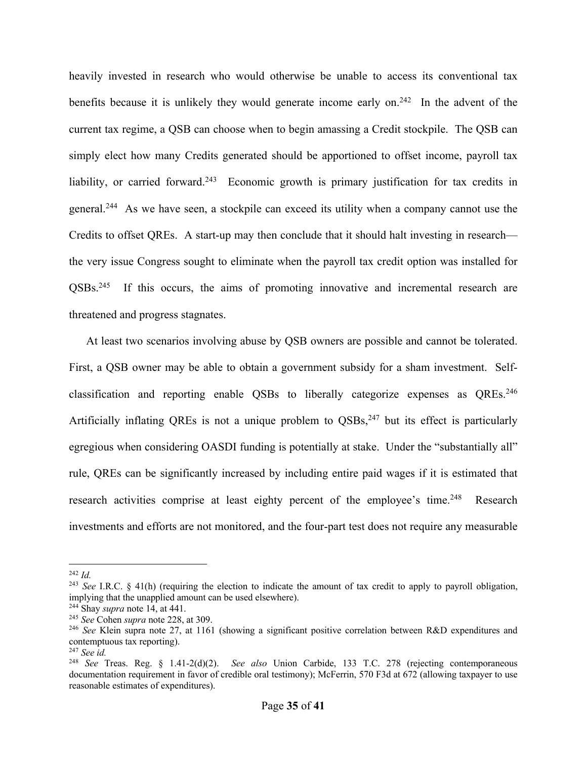heavily invested in research who would otherwise be unable to access its conventional tax benefits because it is unlikely they would generate income early on.[242] In the advent of the current tax regime, a QSB can choose when to begin amassing a Credit stockpile. The QSB can simply elect how many Credits generated should be apportioned to offset income, payroll tax liability, or carried forward.[243] Economic growth is primary justification for tax credits in general.[244] As we have seen, a stockpile can exceed its utility when a company cannot use the Credits to offset QREs. A start-up may then conclude that it should halt investing in research—the very issue Congress sought to eliminate when the payroll tax credit option was installed for QSBs.[245] If this occurs, the aims of promoting innovative and incremental research are threatened and progress stagnates.

At least two scenarios involving abuse by QSB owners are possible and cannot be tolerated. First, a QSB owner may be able to obtain a government subsidy for a sham investment. Self-classification and reporting enable QSBs to liberally categorize expenses as QREs.[246] Artificially inflating QREs is not a unique problem to QSBs,[247] but its effect is particularly egregious when considering OASDI funding is potentially at stake. Under the "substantially all" rule, QREs can be significantly increased by including entire paid wages if it is estimated that research activities comprise at least eighty percent of the employee's time.[248] Research investments and efforts are not monitored, and the four-part test does not require any measurable

---

[242] *Id.*

[243] *See* I.R.C. § 41(h) (requiring the election to indicate the amount of tax credit to apply to payroll obligation, implying that the unapplied amount can be used elsewhere).

[244] Shay *supra* note 14, at 441.

[245] *See* Cohen *supra* note 228, at 309.

[246] *See* Klein supra note 27, at 1161 (showing a significant positive correlation between R&D expenditures and contemptuous tax reporting).

[247] *See id.*

[248] *See* Treas. Reg. § 1.41-2(d)(2). *See also* Union Carbide, 133 T.C. 278 (rejecting contemporaneous documentation requirement in favor of credible oral testimony); McFerrin, 570 F3d at 672 (allowing taxpayer to use reasonable estimates of expenditures).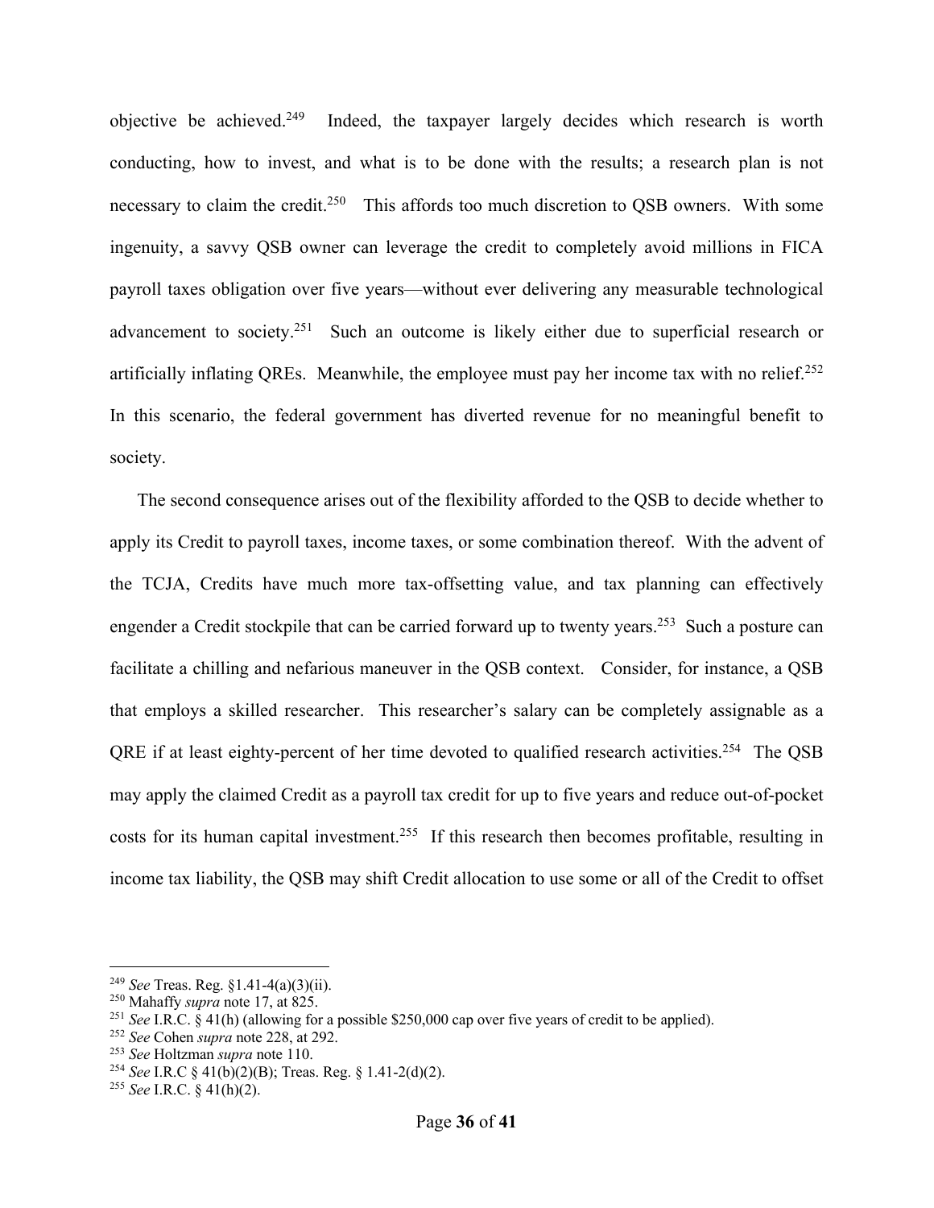objective be achieved.[249] Indeed, the taxpayer largely decides which research is worth conducting, how to invest, and what is to be done with the results; a research plan is not necessary to claim the credit.[250] This affords too much discretion to QSB owners. With some ingenuity, a savvy QSB owner can leverage the credit to completely avoid millions in FICA payroll taxes obligation over five years—without ever delivering any measurable technological advancement to society.[251] Such an outcome is likely either due to superficial research or artificially inflating QREs. Meanwhile, the employee must pay her income tax with no relief.[252] In this scenario, the federal government has diverted revenue for no meaningful benefit to society.

The second consequence arises out of the flexibility afforded to the QSB to decide whether to apply its Credit to payroll taxes, income taxes, or some combination thereof. With the advent of the TCJA, Credits have much more tax-offsetting value, and tax planning can effectively engender a Credit stockpile that can be carried forward up to twenty years.[253] Such a posture can facilitate a chilling and nefarious maneuver in the QSB context. Consider, for instance, a QSB that employs a skilled researcher. This researcher's salary can be completely assignable as a QRE if at least eighty-percent of her time devoted to qualified research activities.[254] The QSB may apply the claimed Credit as a payroll tax credit for up to five years and reduce out-of-pocket costs for its human capital investment.[255] If this research then becomes profitable, resulting in income tax liability, the QSB may shift Credit allocation to use some or all of the Credit to offset

---

[249] *See* Treas. Reg. §1.41-4(a)(3)(ii).

[250] Mahaffy *supra* note 17, at 825.

[251] *See* I.R.C. § 41(h) (allowing for a possible $250,000 cap over five years of credit to be applied).

[252] *See* Cohen *supra* note 228, at 292.

[253] *See* Holtzman *supra* note 110.

[254] *See* I.R.C § 41(b)(2)(B); Treas. Reg. § 1.41-2(d)(2).

[255] *See* I.R.C. § 41(h)(2).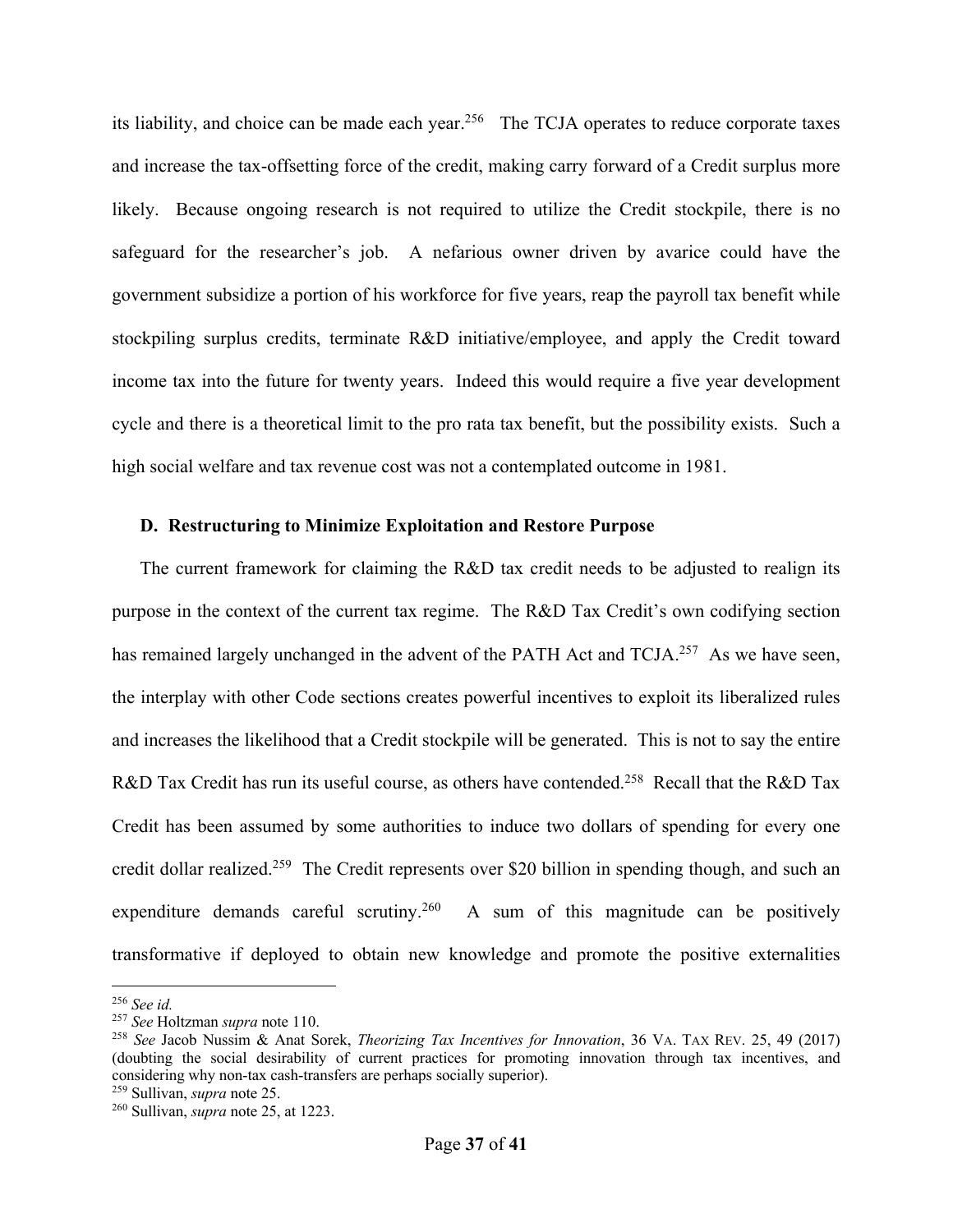its liability, and choice can be made each year.[256] The TCJA operates to reduce corporate taxes and increase the tax-offsetting force of the credit, making carry forward of a Credit surplus more likely. Because ongoing research is not required to utilize the Credit stockpile, there is no safeguard for the researcher's job. A nefarious owner driven by avarice could have the government subsidize a portion of his workforce for five years, reap the payroll tax benefit while stockpiling surplus credits, terminate R&D initiative/employee, and apply the Credit toward income tax into the future for twenty years. Indeed this would require a five year development cycle and there is a theoretical limit to the pro rata tax benefit, but the possibility exists. Such a high social welfare and tax revenue cost was not a contemplated outcome in 1981.

### D. Restructuring to Minimize Exploitation and Restore Purpose

The current framework for claiming the R&D tax credit needs to be adjusted to realign its purpose in the context of the current tax regime. The R&D Tax Credit's own codifying section has remained largely unchanged in the advent of the PATH Act and TCJA.[257] As we have seen, the interplay with other Code sections creates powerful incentives to exploit its liberalized rules and increases the likelihood that a Credit stockpile will be generated. This is not to say the entire R&D Tax Credit has run its useful course, as others have contended.[258] Recall that the R&D Tax Credit has been assumed by some authorities to induce two dollars of spending for every one credit dollar realized.[259] The Credit represents over $20 billion in spending though, and such an expenditure demands careful scrutiny.[260] A sum of this magnitude can be positively transformative if deployed to obtain new knowledge and promote the positive externalities

---

[256] *See id.*

[257] *See* Holtzman *supra* note 110.

[258] *See* Jacob Nussim & Anat Sorek, *Theorizing Tax Incentives for Innovation*, 36 VA. TAX REV. 25, 49 (2017) (doubting the social desirability of current practices for promoting innovation through tax incentives, and considering why non-tax cash-transfers are perhaps socially superior).

[259] Sullivan, *supra* note 25.

[260] Sullivan, *supra* note 25, at 1223.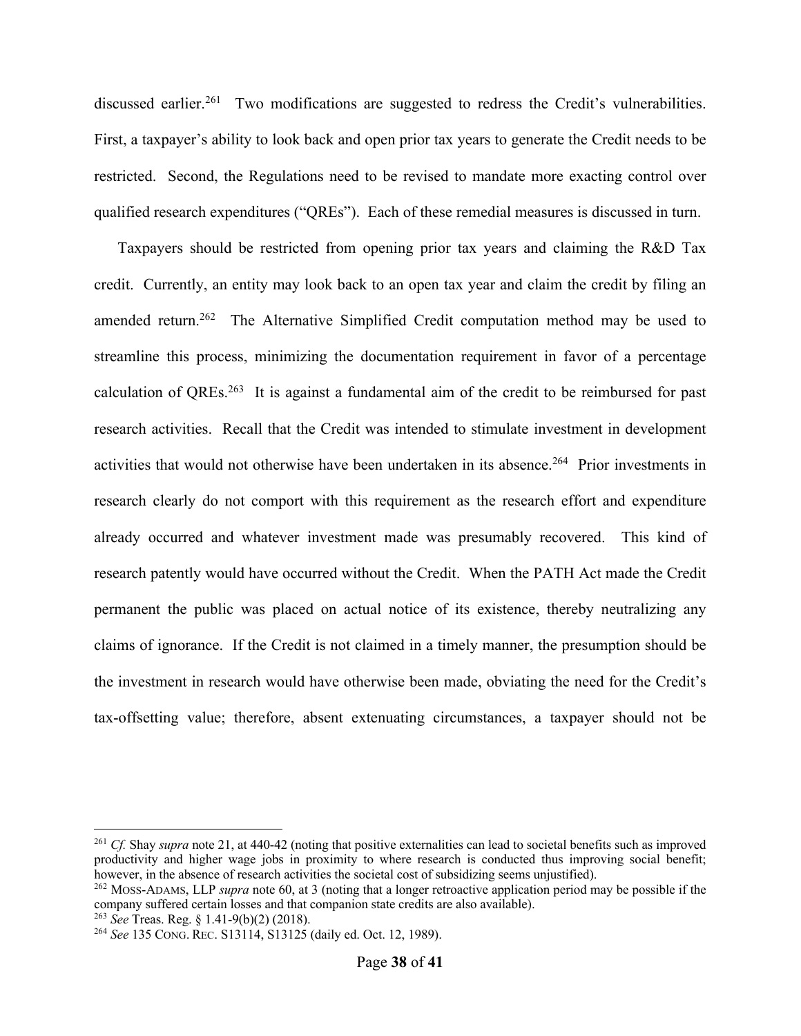discussed earlier.[261] Two modifications are suggested to redress the Credit's vulnerabilities. First, a taxpayer's ability to look back and open prior tax years to generate the Credit needs to be restricted. Second, the Regulations need to be revised to mandate more exacting control over qualified research expenditures ("QREs"). Each of these remedial measures is discussed in turn.

Taxpayers should be restricted from opening prior tax years and claiming the R&D Tax credit. Currently, an entity may look back to an open tax year and claim the credit by filing an amended return.[262] The Alternative Simplified Credit computation method may be used to streamline this process, minimizing the documentation requirement in favor of a percentage calculation of QREs.[263] It is against a fundamental aim of the credit to be reimbursed for past research activities. Recall that the Credit was intended to stimulate investment in development activities that would not otherwise have been undertaken in its absence.[264] Prior investments in research clearly do not comport with this requirement as the research effort and expenditure already occurred and whatever investment made was presumably recovered. This kind of research patently would have occurred without the Credit. When the PATH Act made the Credit permanent the public was placed on actual notice of its existence, thereby neutralizing any claims of ignorance. If the Credit is not claimed in a timely manner, the presumption should be the investment in research would have otherwise been made, obviating the need for the Credit's tax-offsetting value; therefore, absent extenuating circumstances, a taxpayer should not be

---

[261] *Cf.* Shay *supra* note 21, at 440-42 (noting that positive externalities can lead to societal benefits such as improved productivity and higher wage jobs in proximity to where research is conducted thus improving social benefit; however, in the absence of research activities the societal cost of subsidizing seems unjustified).

[262] MOSS-ADAMS, LLP *supra* note 60, at 3 (noting that a longer retroactive application period may be possible if the company suffered certain losses and that companion state credits are also available).

[263] *See* Treas. Reg. § 1.41-9(b)(2) (2018).

[264] *See* 135 CONG. REC. S13114, S13125 (daily ed. Oct. 12, 1989).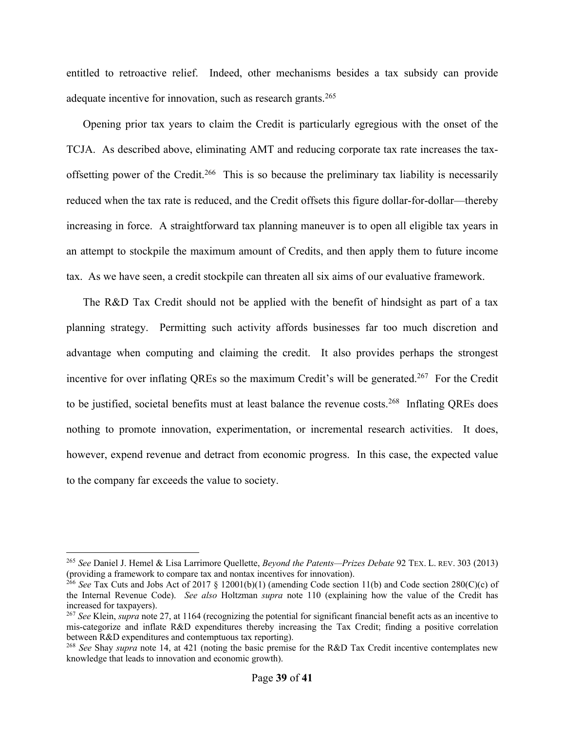entitled to retroactive relief. Indeed, other mechanisms besides a tax subsidy can provide adequate incentive for innovation, such as research grants.[265]

Opening prior tax years to claim the Credit is particularly egregious with the onset of the TCJA. As described above, eliminating AMT and reducing corporate tax rate increases the tax-offsetting power of the Credit.[266] This is so because the preliminary tax liability is necessarily reduced when the tax rate is reduced, and the Credit offsets this figure dollar-for-dollar—thereby increasing in force. A straightforward tax planning maneuver is to open all eligible tax years in an attempt to stockpile the maximum amount of Credits, and then apply them to future income tax. As we have seen, a credit stockpile can threaten all six aims of our evaluative framework.

The R&D Tax Credit should not be applied with the benefit of hindsight as part of a tax planning strategy. Permitting such activity affords businesses far too much discretion and advantage when computing and claiming the credit. It also provides perhaps the strongest incentive for over inflating QREs so the maximum Credit's will be generated.[267] For the Credit to be justified, societal benefits must at least balance the revenue costs.[268] Inflating QREs does nothing to promote innovation, experimentation, or incremental research activities. It does, however, expend revenue and detract from economic progress. In this case, the expected value to the company far exceeds the value to society.

---

[265] *See* Daniel J. Hemel & Lisa Larrimore Quellette, *Beyond the Patents—Prizes Debate* 92 TEX. L. REV. 303 (2013) (providing a framework to compare tax and nontax incentives for innovation).

[266] *See* Tax Cuts and Jobs Act of 2017 § 12001(b)(1) (amending Code section 11(b) and Code section 280(C)(c) of the Internal Revenue Code). *See also* Holtzman *supra* note 110 (explaining how the value of the Credit has increased for taxpayers).

[267] *See* Klein, *supra* note 27, at 1164 (recognizing the potential for significant financial benefit acts as an incentive to mis-categorize and inflate R&D expenditures thereby increasing the Tax Credit; finding a positive correlation between R&D expenditures and contemptuous tax reporting).

[268] *See* Shay *supra* note 14, at 421 (noting the basic premise for the R&D Tax Credit incentive contemplates new knowledge that leads to innovation and economic growth).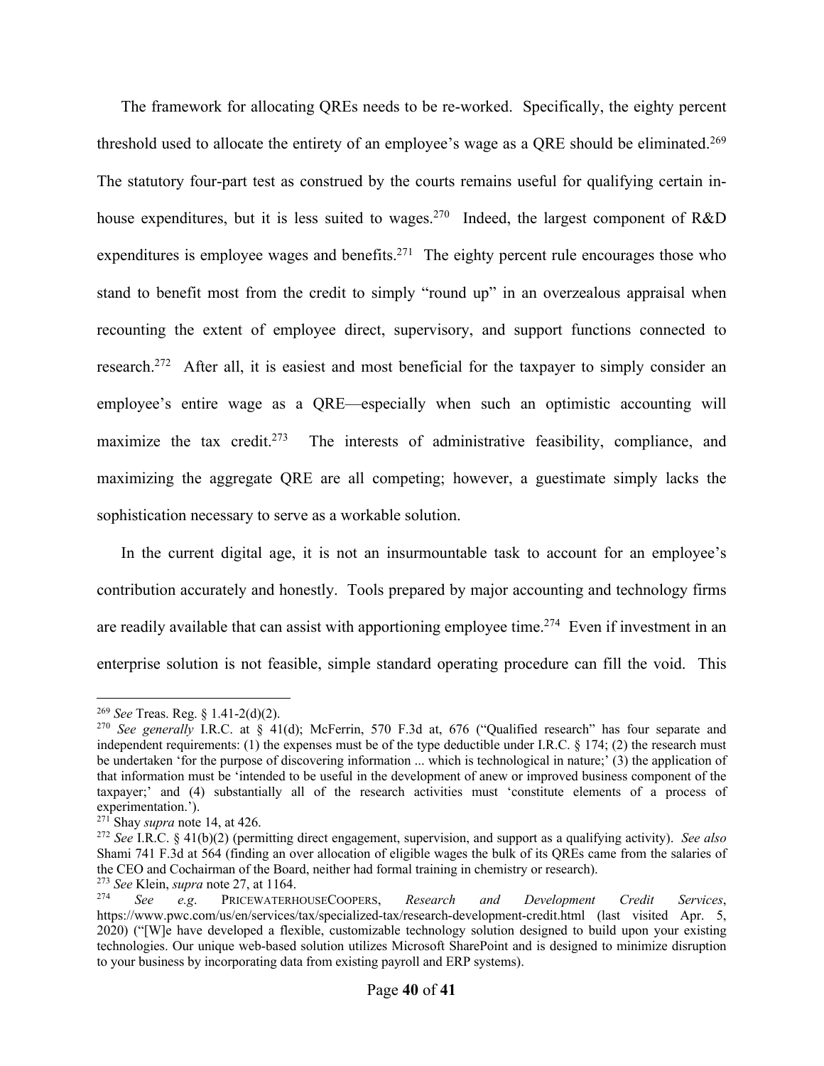The framework for allocating QREs needs to be re-worked. Specifically, the eighty percent threshold used to allocate the entirety of an employee's wage as a QRE should be eliminated.[269] The statutory four-part test as construed by the courts remains useful for qualifying certain in-house expenditures, but it is less suited to wages.[270] Indeed, the largest component of R&D expenditures is employee wages and benefits.[271] The eighty percent rule encourages those who stand to benefit most from the credit to simply "round up" in an overzealous appraisal when recounting the extent of employee direct, supervisory, and support functions connected to research.[272] After all, it is easiest and most beneficial for the taxpayer to simply consider an employee's entire wage as a QRE—especially when such an optimistic accounting will maximize the tax credit.[273] The interests of administrative feasibility, compliance, and maximizing the aggregate QRE are all competing; however, a guestimate simply lacks the sophistication necessary to serve as a workable solution.

In the current digital age, it is not an insurmountable task to account for an employee's contribution accurately and honestly. Tools prepared by major accounting and technology firms are readily available that can assist with apportioning employee time.[274] Even if investment in an enterprise solution is not feasible, simple standard operating procedure can fill the void. This

---

[269] *See* Treas. Reg. § 1.41-2(d)(2).

[270] *See generally* I.R.C. at § 41(d); McFerrin, 570 F.3d at, 676 ("Qualified research" has four separate and independent requirements: (1) the expenses must be of the type deductible under I.R.C. § 174; (2) the research must be undertaken 'for the purpose of discovering information ... which is technological in nature;' (3) the application of that information must be 'intended to be useful in the development of anew or improved business component of the taxpayer;' and (4) substantially all of the research activities must 'constitute elements of a process of experimentation.').

[271] Shay *supra* note 14, at 426.

[272] *See* I.R.C. § 41(b)(2) (permitting direct engagement, supervision, and support as a qualifying activity). *See also* Shami 741 F.3d at 564 (finding an over allocation of eligible wages the bulk of its QREs came from the salaries of the CEO and Cochairman of the Board, neither had formal training in chemistry or research).

[273] *See* Klein, *supra* note 27, at 1164.

[274] *See e.g.* PRICEWATERHOUSECOOPERS, *Research and Development Credit Services*, https://www.pwc.com/us/en/services/tax/specialized-tax/research-development-credit.html (last visited Apr. 5, 2020) ("[W]e have developed a flexible, customizable technology solution designed to build upon your existing technologies. Our unique web-based solution utilizes Microsoft SharePoint and is designed to minimize disruption to your business by incorporating data from existing payroll and ERP systems).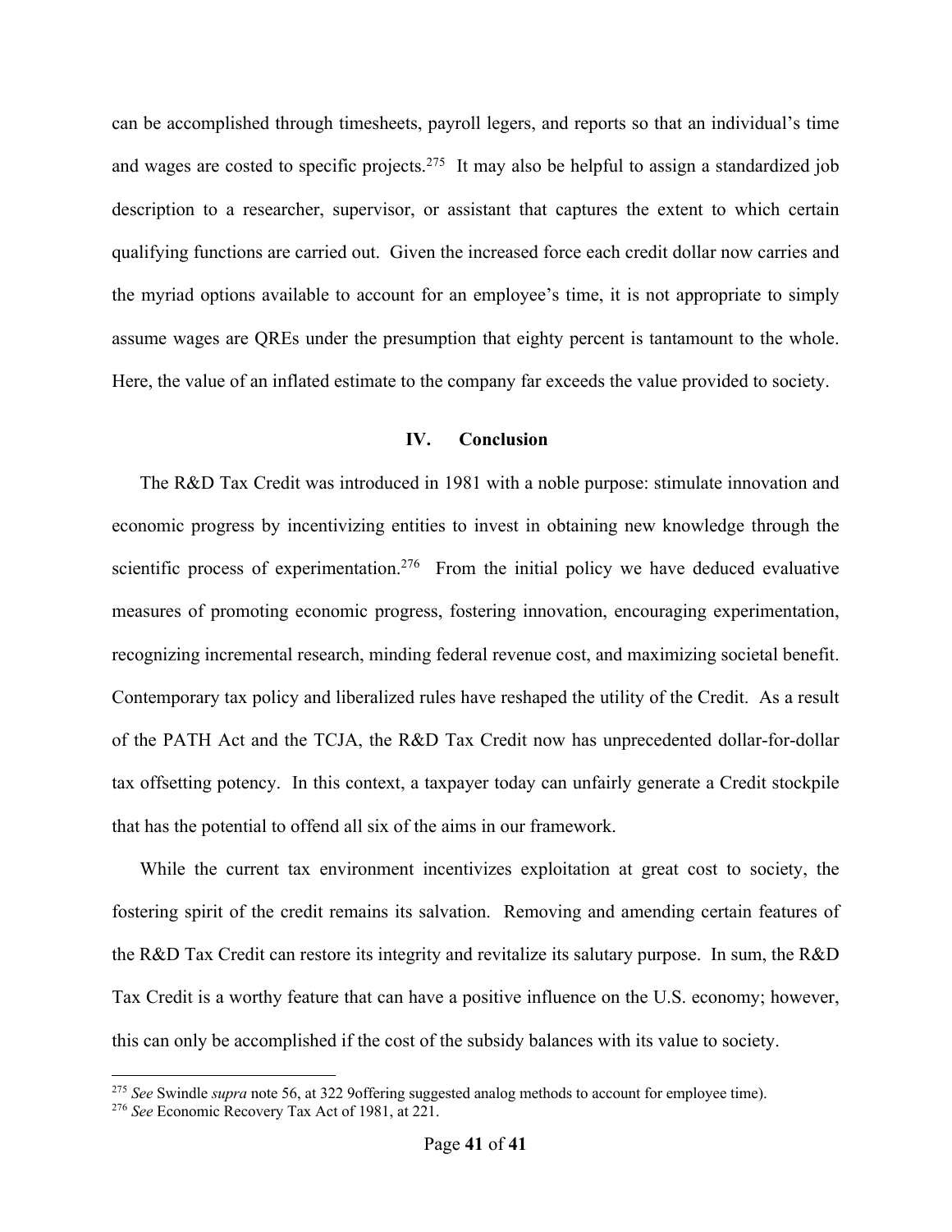can be accomplished through timesheets, payroll legers, and reports so that an individual's time and wages are costed to specific projects.[275] It may also be helpful to assign a standardized job description to a researcher, supervisor, or assistant that captures the extent to which certain qualifying functions are carried out. Given the increased force each credit dollar now carries and the myriad options available to account for an employee's time, it is not appropriate to simply assume wages are QREs under the presumption that eighty percent is tantamount to the whole. Here, the value of an inflated estimate to the company far exceeds the value provided to society.

## IV. Conclusion

The R&D Tax Credit was introduced in 1981 with a noble purpose: stimulate innovation and economic progress by incentivizing entities to invest in obtaining new knowledge through the scientific process of experimentation.[276] From the initial policy we have deduced evaluative measures of promoting economic progress, fostering innovation, encouraging experimentation, recognizing incremental research, minding federal revenue cost, and maximizing societal benefit. Contemporary tax policy and liberalized rules have reshaped the utility of the Credit. As a result of the PATH Act and the TCJA, the R&D Tax Credit now has unprecedented dollar-for-dollar tax offsetting potency. In this context, a taxpayer today can unfairly generate a Credit stockpile that has the potential to offend all six of the aims in our framework.

While the current tax environment incentivizes exploitation at great cost to society, the fostering spirit of the credit remains its salvation. Removing and amending certain features of the R&D Tax Credit can restore its integrity and revitalize its salutary purpose. In sum, the R&D Tax Credit is a worthy feature that can have a positive influence on the U.S. economy; however, this can only be accomplished if the cost of the subsidy balances with its value to society.

---

[275] *See* Swindle *supra* note 56, at 322 9offering suggested analog methods to account for employee time).

[276] *See* Economic Recovery Tax Act of 1981, at 221.